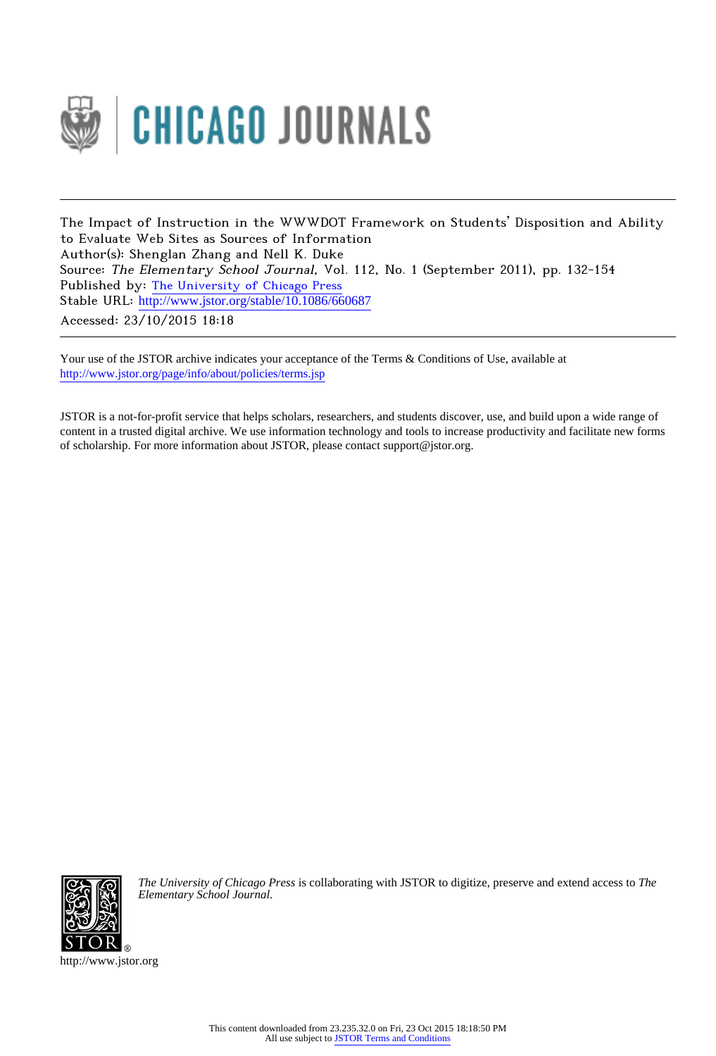CHICAGO JOURNALS

---

The Impact of Instruction in the WWWDOT Framework on Students' Disposition and Ability to Evaluate Web Sites as Sources of Information
Author(s): Shenglan Zhang and Nell K. Duke
Source: *The Elementary School Journal*, Vol. 112, No. 1 (September 2011), pp. 132-154
Published by: The University of Chicago Press
Stable URL: http://www.jstor.org/stable/10.1086/660687
Accessed: 23/10/2015 18:18

---

Your use of the JSTOR archive indicates your acceptance of the Terms & Conditions of Use, available at http://www.jstor.org/page/info/about/policies/terms.jsp

JSTOR is a not-for-profit service that helps scholars, researchers, and students discover, use, and build upon a wide range of content in a trusted digital archive. We use information technology and tools to increase productivity and facilitate new forms of scholarship. For more information about JSTOR, please contact support@jstor.org.

*The University of Chicago Press* is collaborating with JSTOR to digitize, preserve and extend access to *The Elementary School Journal.*

http://www.jstor.org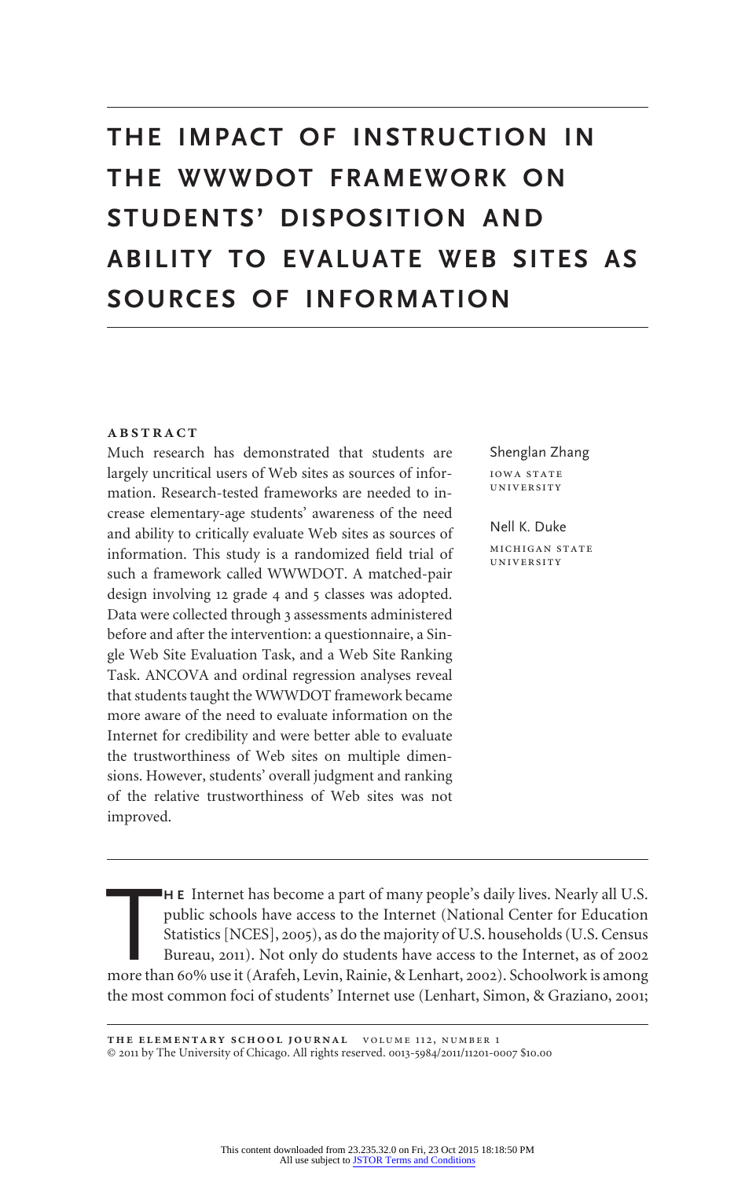# THE IMPACT OF INSTRUCTION IN THE WWWDOT FRAMEWORK ON STUDENTS' DISPOSITION AND ABILITY TO EVALUATE WEB SITES AS SOURCES OF INFORMATION

Shenglan Zhang
IOWA STATE UNIVERSITY

Nell K. Duke
MICHIGAN STATE UNIVERSITY

## ABSTRACT

Much research has demonstrated that students are largely uncritical users of Web sites as sources of information. Research-tested frameworks are needed to increase elementary-age students' awareness of the need and ability to critically evaluate Web sites as sources of information. This study is a randomized field trial of such a framework called WWWDOT. A matched-pair design involving 12 grade 4 and 5 classes was adopted. Data were collected through 3 assessments administered before and after the intervention: a questionnaire, a Single Web Site Evaluation Task, and a Web Site Ranking Task. ANCOVA and ordinal regression analyses reveal that students taught the WWWDOT framework became more aware of the need to evaluate information on the Internet for credibility and were better able to evaluate the trustworthiness of Web sites on multiple dimensions. However, students' overall judgment and ranking of the relative trustworthiness of Web sites was not improved.

THE Internet has become a part of many people's daily lives. Nearly all U.S. public schools have access to the Internet (National Center for Education Statistics [NCES], 2005), as do the majority of U.S. households (U.S. Census Bureau, 2011). Not only do students have access to the Internet, as of 2002 more than 60% use it (Arafeh, Levin, Rainie, & Lenhart, 2002). Schoolwork is among the most common foci of students' Internet use (Lenhart, Simon, & Graziano, 2001;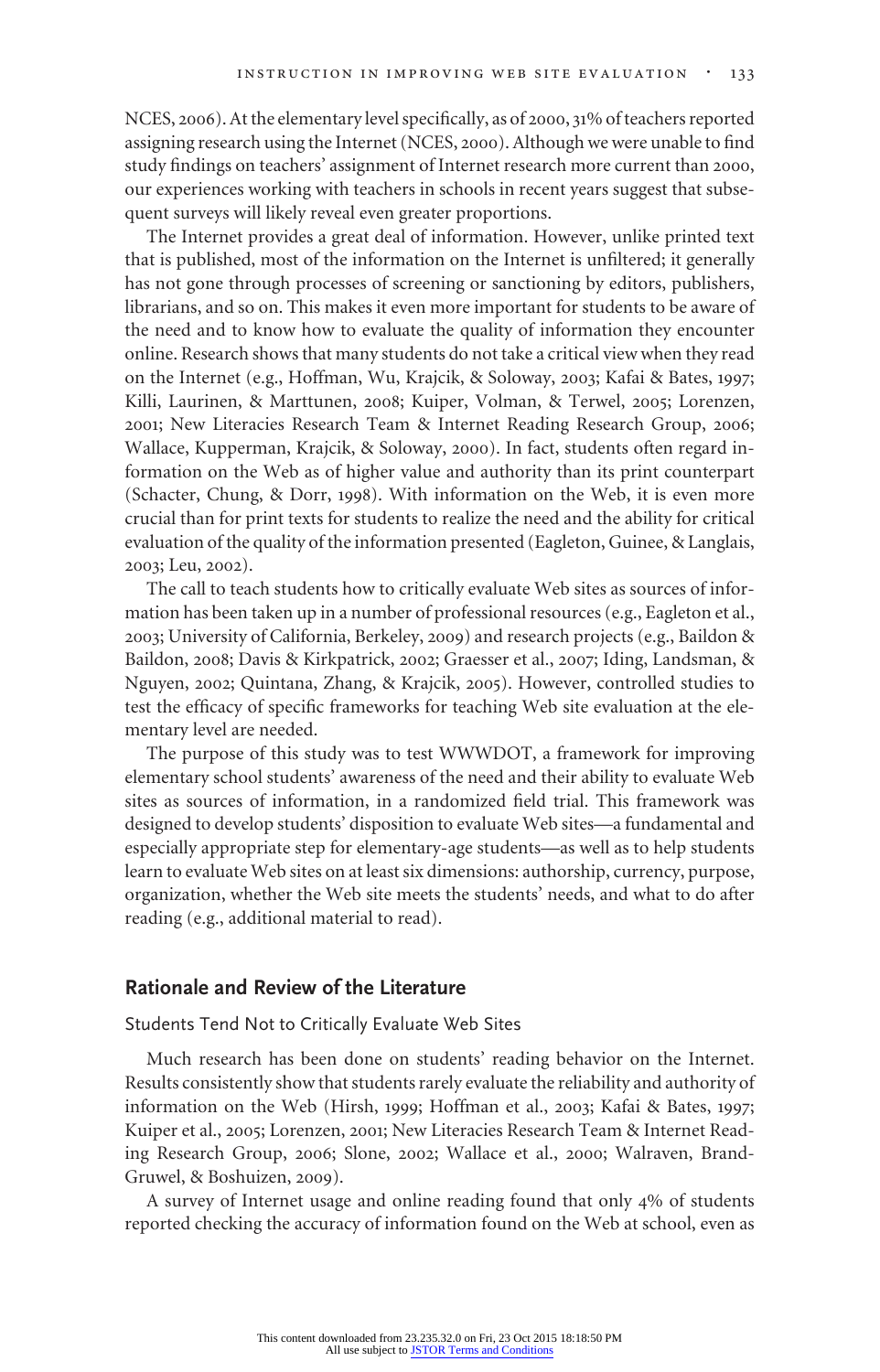NCES, 2006). At the elementary level specifically, as of 2000, 31% of teachers reported assigning research using the Internet (NCES, 2000). Although we were unable to find study findings on teachers' assignment of Internet research more current than 2000, our experiences working with teachers in schools in recent years suggest that subsequent surveys will likely reveal even greater proportions.

The Internet provides a great deal of information. However, unlike printed text that is published, most of the information on the Internet is unfiltered; it generally has not gone through processes of screening or sanctioning by editors, publishers, librarians, and so on. This makes it even more important for students to be aware of the need and to know how to evaluate the quality of information they encounter online. Research shows that many students do not take a critical view when they read on the Internet (e.g., Hoffman, Wu, Krajcik, & Soloway, 2003; Kafai & Bates, 1997; Killi, Laurinen, & Marttunen, 2008; Kuiper, Volman, & Terwel, 2005; Lorenzen, 2001; New Literacies Research Team & Internet Reading Research Group, 2006; Wallace, Kupperman, Krajcik, & Soloway, 2000). In fact, students often regard information on the Web as of higher value and authority than its print counterpart (Schacter, Chung, & Dorr, 1998). With information on the Web, it is even more crucial than for print texts for students to realize the need and the ability for critical evaluation of the quality of the information presented (Eagleton, Guinee, & Langlais, 2003; Leu, 2002).

The call to teach students how to critically evaluate Web sites as sources of information has been taken up in a number of professional resources (e.g., Eagleton et al., 2003; University of California, Berkeley, 2009) and research projects (e.g., Baildon & Baildon, 2008; Davis & Kirkpatrick, 2002; Graesser et al., 2007; Iding, Landsman, & Nguyen, 2002; Quintana, Zhang, & Krajcik, 2005). However, controlled studies to test the efficacy of specific frameworks for teaching Web site evaluation at the elementary level are needed.

The purpose of this study was to test WWWDOT, a framework for improving elementary school students' awareness of the need and their ability to evaluate Web sites as sources of information, in a randomized field trial. This framework was designed to develop students' disposition to evaluate Web sites—a fundamental and especially appropriate step for elementary-age students—as well as to help students learn to evaluate Web sites on at least six dimensions: authorship, currency, purpose, organization, whether the Web site meets the students' needs, and what to do after reading (e.g., additional material to read).

## Rationale and Review of the Literature

### Students Tend Not to Critically Evaluate Web Sites

Much research has been done on students' reading behavior on the Internet. Results consistently show that students rarely evaluate the reliability and authority of information on the Web (Hirsh, 1999; Hoffman et al., 2003; Kafai & Bates, 1997; Kuiper et al., 2005; Lorenzen, 2001; New Literacies Research Team & Internet Reading Research Group, 2006; Slone, 2002; Wallace et al., 2000; Walraven, Brand-Gruwel, & Boshuizen, 2009).

A survey of Internet usage and online reading found that only 4% of students reported checking the accuracy of information found on the Web at school, even as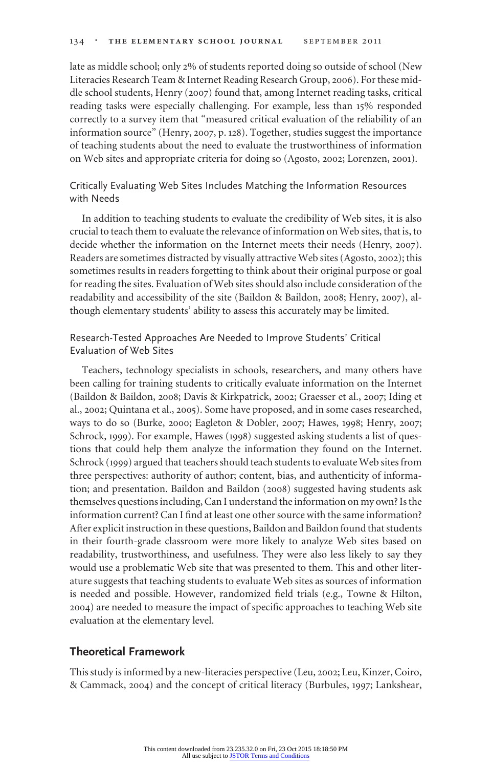late as middle school; only 2% of students reported doing so outside of school (New Literacies Research Team & Internet Reading Research Group, 2006). For these middle school students, Henry (2007) found that, among Internet reading tasks, critical reading tasks were especially challenging. For example, less than 15% responded correctly to a survey item that "measured critical evaluation of the reliability of an information source" (Henry, 2007, p. 128). Together, studies suggest the importance of teaching students about the need to evaluate the trustworthiness of information on Web sites and appropriate criteria for doing so (Agosto, 2002; Lorenzen, 2001).

### Critically Evaluating Web Sites Includes Matching the Information Resources with Needs

In addition to teaching students to evaluate the credibility of Web sites, it is also crucial to teach them to evaluate the relevance of information on Web sites, that is, to decide whether the information on the Internet meets their needs (Henry, 2007). Readers are sometimes distracted by visually attractive Web sites (Agosto, 2002); this sometimes results in readers forgetting to think about their original purpose or goal for reading the sites. Evaluation of Web sites should also include consideration of the readability and accessibility of the site (Baildon & Baildon, 2008; Henry, 2007), although elementary students' ability to assess this accurately may be limited.

### Research-Tested Approaches Are Needed to Improve Students' Critical Evaluation of Web Sites

Teachers, technology specialists in schools, researchers, and many others have been calling for training students to critically evaluate information on the Internet (Baildon & Baildon, 2008; Davis & Kirkpatrick, 2002; Graesser et al., 2007; Iding et al., 2002; Quintana et al., 2005). Some have proposed, and in some cases researched, ways to do so (Burke, 2000; Eagleton & Dobler, 2007; Hawes, 1998; Henry, 2007; Schrock, 1999). For example, Hawes (1998) suggested asking students a list of questions that could help them analyze the information they found on the Internet. Schrock (1999) argued that teachers should teach students to evaluate Web sites from three perspectives: authority of author; content, bias, and authenticity of information; and presentation. Baildon and Baildon (2008) suggested having students ask themselves questions including, Can I understand the information on my own? Is the information current? Can I find at least one other source with the same information? After explicit instruction in these questions, Baildon and Baildon found that students in their fourth-grade classroom were more likely to analyze Web sites based on readability, trustworthiness, and usefulness. They were also less likely to say they would use a problematic Web site that was presented to them. This and other literature suggests that teaching students to evaluate Web sites as sources of information is needed and possible. However, randomized field trials (e.g., Towne & Hilton, 2004) are needed to measure the impact of specific approaches to teaching Web site evaluation at the elementary level.

## Theoretical Framework

This study is informed by a new-literacies perspective (Leu, 2002; Leu, Kinzer, Coiro, & Cammack, 2004) and the concept of critical literacy (Burbules, 1997; Lankshear,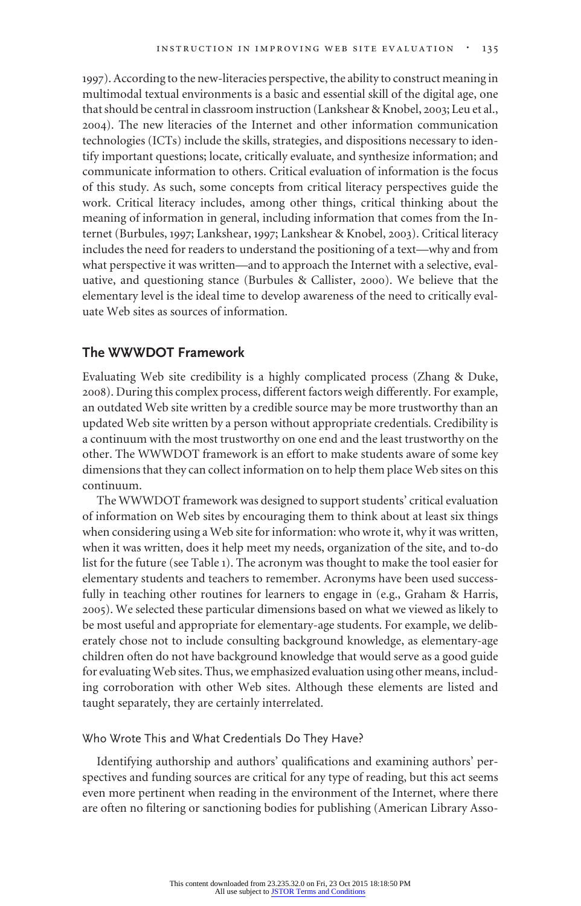1997). According to the new-literacies perspective, the ability to construct meaning in multimodal textual environments is a basic and essential skill of the digital age, one that should be central in classroom instruction (Lankshear & Knobel, 2003; Leu et al., 2004). The new literacies of the Internet and other information communication technologies (ICTs) include the skills, strategies, and dispositions necessary to identify important questions; locate, critically evaluate, and synthesize information; and communicate information to others. Critical evaluation of information is the focus of this study. As such, some concepts from critical literacy perspectives guide the work. Critical literacy includes, among other things, critical thinking about the meaning of information in general, including information that comes from the Internet (Burbules, 1997; Lankshear, 1997; Lankshear & Knobel, 2003). Critical literacy includes the need for readers to understand the positioning of a text—why and from what perspective it was written—and to approach the Internet with a selective, evaluative, and questioning stance (Burbules & Callister, 2000). We believe that the elementary level is the ideal time to develop awareness of the need to critically evaluate Web sites as sources of information.

## The WWWDOT Framework

Evaluating Web site credibility is a highly complicated process (Zhang & Duke, 2008). During this complex process, different factors weigh differently. For example, an outdated Web site written by a credible source may be more trustworthy than an updated Web site written by a person without appropriate credentials. Credibility is a continuum with the most trustworthy on one end and the least trustworthy on the other. The WWWDOT framework is an effort to make students aware of some key dimensions that they can collect information on to help them place Web sites on this continuum.

The WWWDOT framework was designed to support students' critical evaluation of information on Web sites by encouraging them to think about at least six things when considering using a Web site for information: who wrote it, why it was written, when it was written, does it help meet my needs, organization of the site, and to-do list for the future (see Table 1). The acronym was thought to make the tool easier for elementary students and teachers to remember. Acronyms have been used successfully in teaching other routines for learners to engage in (e.g., Graham & Harris, 2005). We selected these particular dimensions based on what we viewed as likely to be most useful and appropriate for elementary-age students. For example, we deliberately chose not to include consulting background knowledge, as elementary-age children often do not have background knowledge that would serve as a good guide for evaluating Web sites. Thus, we emphasized evaluation using other means, including corroboration with other Web sites. Although these elements are listed and taught separately, they are certainly interrelated.

### Who Wrote This and What Credentials Do They Have?

Identifying authorship and authors' qualifications and examining authors' perspectives and funding sources are critical for any type of reading, but this act seems even more pertinent when reading in the environment of the Internet, where there are often no filtering or sanctioning bodies for publishing (American Library Asso-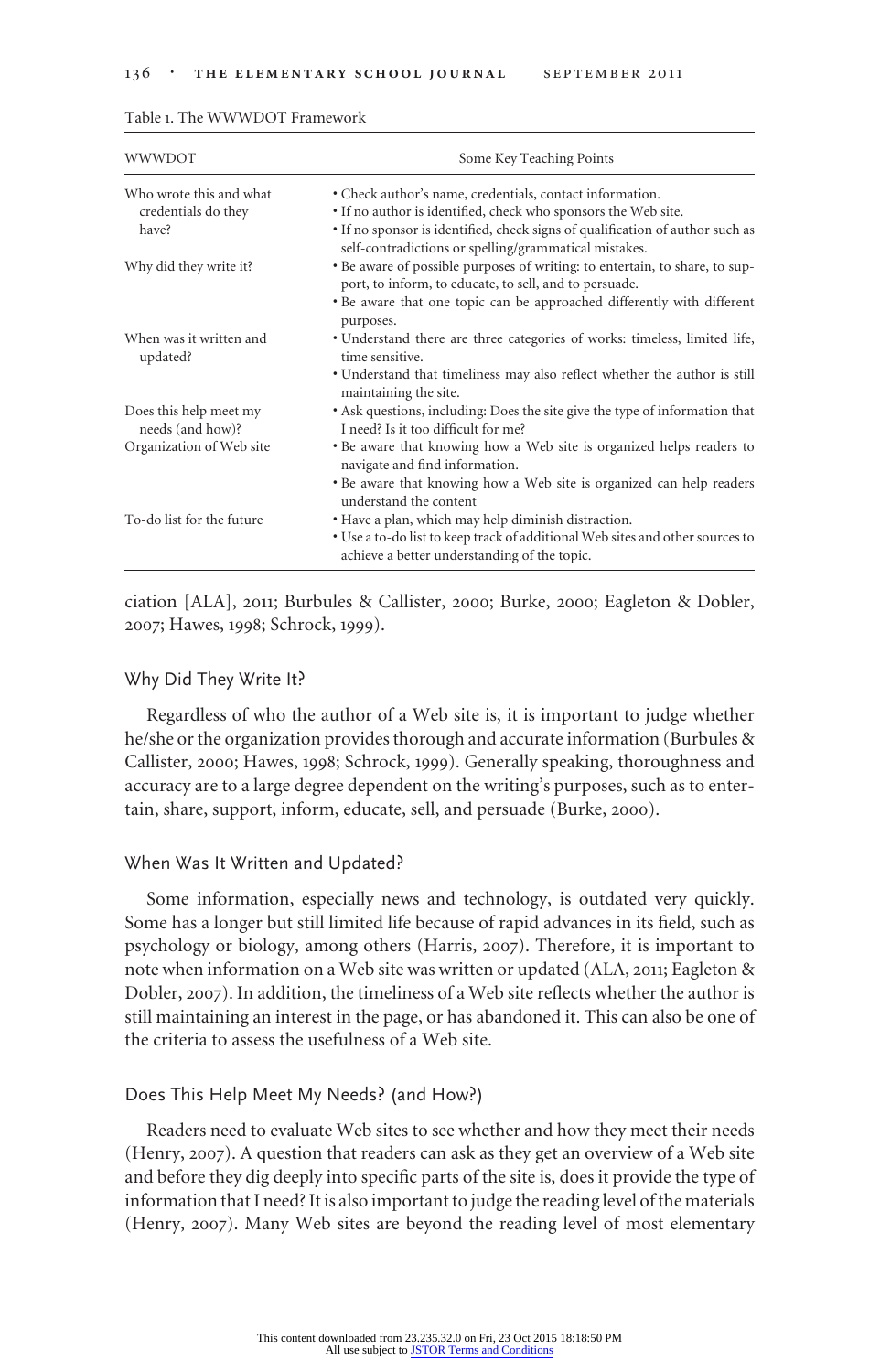Table 1. The WWWDOT Framework

| WWWDOT | Some Key Teaching Points |
| --- | --- |
| Who wrote this and what credentials do they have? | • Check author's name, credentials, contact information.<br>• If no author is identified, check who sponsors the Web site.<br>• If no sponsor is identified, check signs of qualification of author such as self-contradictions or spelling/grammatical mistakes. |
| Why did they write it? | • Be aware of possible purposes of writing: to entertain, to share, to support, to inform, to educate, to sell, and to persuade.<br>• Be aware that one topic can be approached differently with different purposes. |
| When was it written and updated? | • Understand there are three categories of works: timeless, limited life, time sensitive.<br>• Understand that timeliness may also reflect whether the author is still maintaining the site. |
| Does this help meet my needs (and how)? | • Ask questions, including: Does the site give the type of information that I need? Is it too difficult for me? |
| Organization of Web site | • Be aware that knowing how a Web site is organized helps readers to navigate and find information.<br>• Be aware that knowing how a Web site is organized can help readers understand the content |
| To-do list for the future | • Have a plan, which may help diminish distraction.<br>• Use a to-do list to keep track of additional Web sites and other sources to achieve a better understanding of the topic. |

ciation [ALA], 2011; Burbules & Callister, 2000; Burke, 2000; Eagleton & Dobler, 2007; Hawes, 1998; Schrock, 1999).

### Why Did They Write It?

Regardless of who the author of a Web site is, it is important to judge whether he/she or the organization provides thorough and accurate information (Burbules & Callister, 2000; Hawes, 1998; Schrock, 1999). Generally speaking, thoroughness and accuracy are to a large degree dependent on the writing's purposes, such as to entertain, share, support, inform, educate, sell, and persuade (Burke, 2000).

### When Was It Written and Updated?

Some information, especially news and technology, is outdated very quickly. Some has a longer but still limited life because of rapid advances in its field, such as psychology or biology, among others (Harris, 2007). Therefore, it is important to note when information on a Web site was written or updated (ALA, 2011; Eagleton & Dobler, 2007). In addition, the timeliness of a Web site reflects whether the author is still maintaining an interest in the page, or has abandoned it. This can also be one of the criteria to assess the usefulness of a Web site.

### Does This Help Meet My Needs? (and How?)

Readers need to evaluate Web sites to see whether and how they meet their needs (Henry, 2007). A question that readers can ask as they get an overview of a Web site and before they dig deeply into specific parts of the site is, does it provide the type of information that I need? It is also important to judge the reading level of the materials (Henry, 2007). Many Web sites are beyond the reading level of most elementary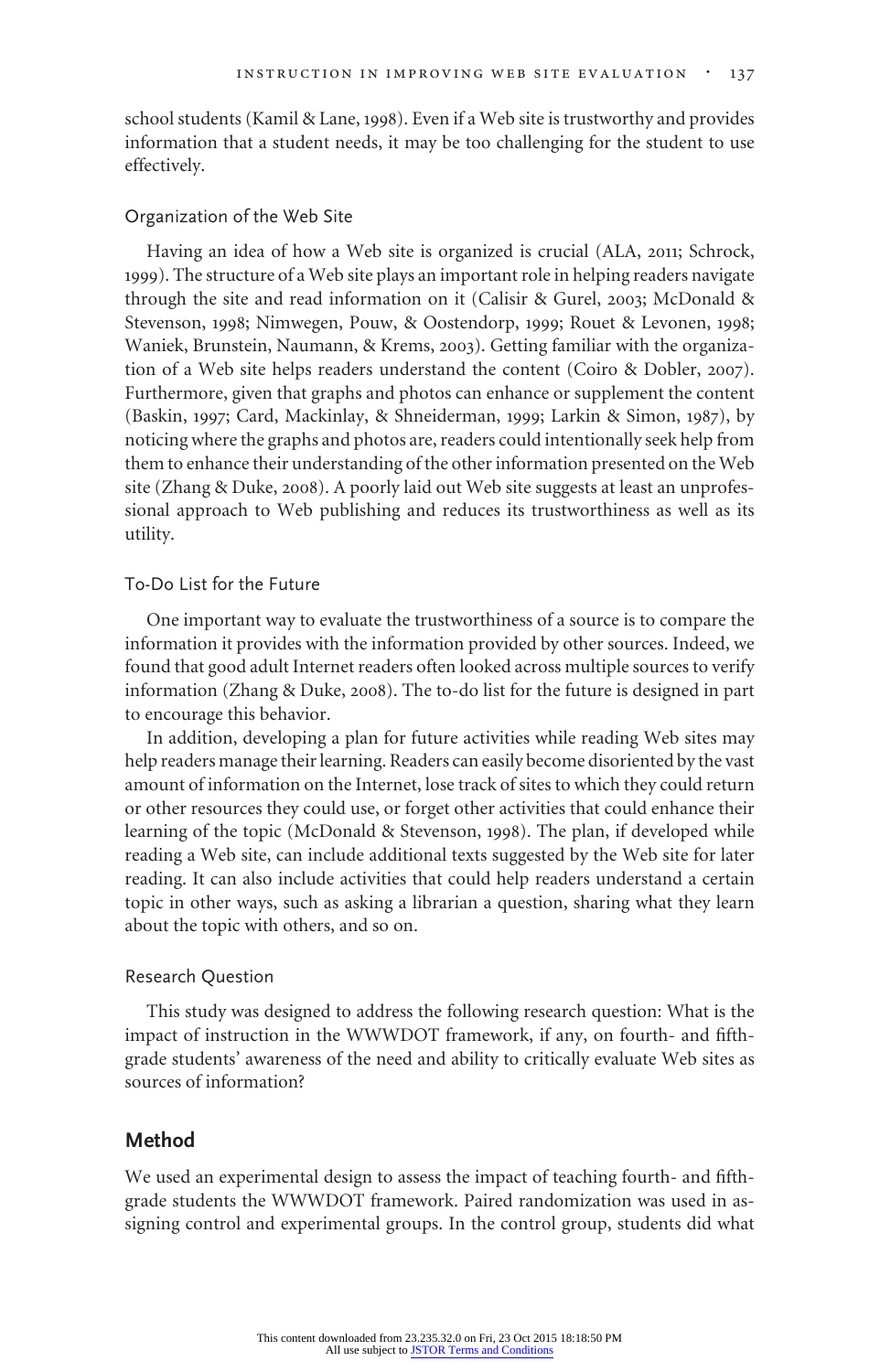school students (Kamil & Lane, 1998). Even if a Web site is trustworthy and provides information that a student needs, it may be too challenging for the student to use effectively.

### Organization of the Web Site

Having an idea of how a Web site is organized is crucial (ALA, 2011; Schrock, 1999). The structure of a Web site plays an important role in helping readers navigate through the site and read information on it (Calisir & Gurel, 2003; McDonald & Stevenson, 1998; Nimwegen, Pouw, & Oostendorp, 1999; Rouet & Levonen, 1998; Waniek, Brunstein, Naumann, & Krems, 2003). Getting familiar with the organization of a Web site helps readers understand the content (Coiro & Dobler, 2007). Furthermore, given that graphs and photos can enhance or supplement the content (Baskin, 1997; Card, Mackinlay, & Shneiderman, 1999; Larkin & Simon, 1987), by noticing where the graphs and photos are, readers could intentionally seek help from them to enhance their understanding of the other information presented on the Web site (Zhang & Duke, 2008). A poorly laid out Web site suggests at least an unprofessional approach to Web publishing and reduces its trustworthiness as well as its utility.

### To-Do List for the Future

One important way to evaluate the trustworthiness of a source is to compare the information it provides with the information provided by other sources. Indeed, we found that good adult Internet readers often looked across multiple sources to verify information (Zhang & Duke, 2008). The to-do list for the future is designed in part to encourage this behavior.

In addition, developing a plan for future activities while reading Web sites may help readers manage their learning. Readers can easily become disoriented by the vast amount of information on the Internet, lose track of sites to which they could return or other resources they could use, or forget other activities that could enhance their learning of the topic (McDonald & Stevenson, 1998). The plan, if developed while reading a Web site, can include additional texts suggested by the Web site for later reading. It can also include activities that could help readers understand a certain topic in other ways, such as asking a librarian a question, sharing what they learn about the topic with others, and so on.

### Research Question

This study was designed to address the following research question: What is the impact of instruction in the WWWDOT framework, if any, on fourth- and fifth-grade students' awareness of the need and ability to critically evaluate Web sites as sources of information?

## Method

We used an experimental design to assess the impact of teaching fourth- and fifth-grade students the WWWDOT framework. Paired randomization was used in assigning control and experimental groups. In the control group, students did what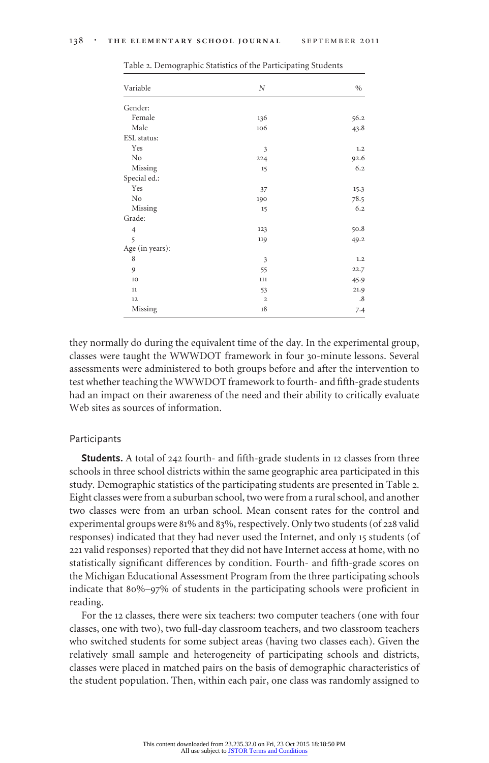Table 2. Demographic Statistics of the Participating Students

| Variable | N | % |
|---|---|---|
| Gender: | | |
| Female | 136 | 56.2 |
| Male | 106 | 43.8 |
| ESL status: | | |
| Yes | 3 | 1.2 |
| No | 224 | 92.6 |
| Missing | 15 | 6.2 |
| Special ed.: | | |
| Yes | 37 | 15.3 |
| No | 190 | 78.5 |
| Missing | 15 | 6.2 |
| Grade: | | |
| 4 | 123 | 50.8 |
| 5 | 119 | 49.2 |
| Age (in years): | | |
| 8 | 3 | 1.2 |
| 9 | 55 | 22.7 |
| 10 | 111 | 45.9 |
| 11 | 53 | 21.9 |
| 12 | 2 | .8 |
| Missing | 18 | 7.4 |

they normally do during the equivalent time of the day. In the experimental group, classes were taught the WWWDOT framework in four 30-minute lessons. Several assessments were administered to both groups before and after the intervention to test whether teaching the WWWDOT framework to fourth- and fifth-grade students had an impact on their awareness of the need and their ability to critically evaluate Web sites as sources of information.

## Participants

**Students.** A total of 242 fourth- and fifth-grade students in 12 classes from three schools in three school districts within the same geographic area participated in this study. Demographic statistics of the participating students are presented in Table 2. Eight classes were from a suburban school, two were from a rural school, and another two classes were from an urban school. Mean consent rates for the control and experimental groups were 81% and 83%, respectively. Only two students (of 228 valid responses) indicated that they had never used the Internet, and only 15 students (of 221 valid responses) reported that they did not have Internet access at home, with no statistically significant differences by condition. Fourth- and fifth-grade scores on the Michigan Educational Assessment Program from the three participating schools indicate that 80%–97% of students in the participating schools were proficient in reading.

For the 12 classes, there were six teachers: two computer teachers (one with four classes, one with two), two full-day classroom teachers, and two classroom teachers who switched students for some subject areas (having two classes each). Given the relatively small sample and heterogeneity of participating schools and districts, classes were placed in matched pairs on the basis of demographic characteristics of the student population. Then, within each pair, one class was randomly assigned to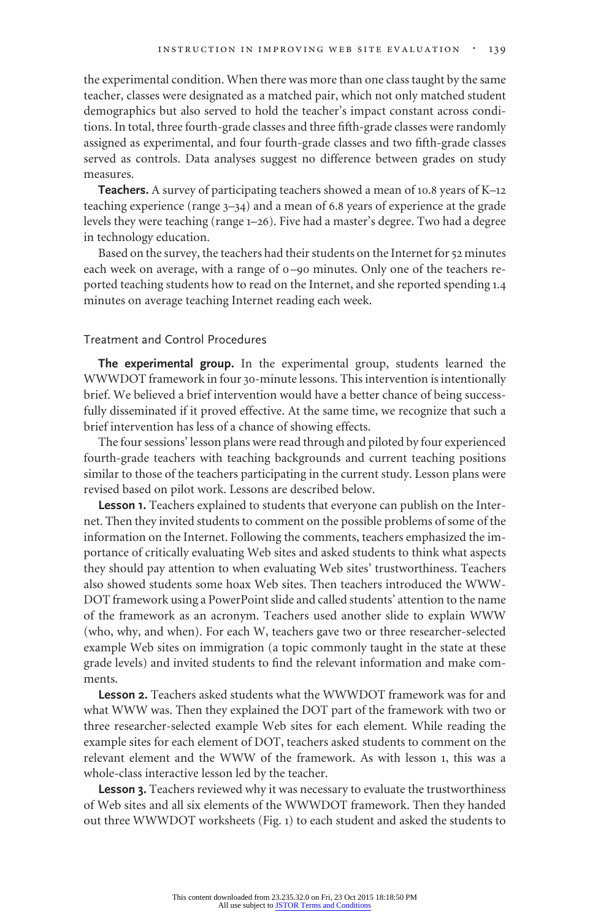the experimental condition. When there was more than one class taught by the same teacher, classes were designated as a matched pair, which not only matched student demographics but also served to hold the teacher's impact constant across conditions. In total, three fourth-grade classes and three fifth-grade classes were randomly assigned as experimental, and four fourth-grade classes and two fifth-grade classes served as controls. Data analyses suggest no difference between grades on study measures.

**Teachers.** A survey of participating teachers showed a mean of 10.8 years of K–12 teaching experience (range 3–34) and a mean of 6.8 years of experience at the grade levels they were teaching (range 1–26). Five had a master's degree. Two had a degree in technology education.

Based on the survey, the teachers had their students on the Internet for 52 minutes each week on average, with a range of 0–90 minutes. Only one of the teachers reported teaching students how to read on the Internet, and she reported spending 1.4 minutes on average teaching Internet reading each week.

## Treatment and Control Procedures

**The experimental group.** In the experimental group, students learned the WWWDOT framework in four 30-minute lessons. This intervention is intentionally brief. We believed a brief intervention would have a better chance of being successfully disseminated if it proved effective. At the same time, we recognize that such a brief intervention has less of a chance of showing effects.

The four sessions' lesson plans were read through and piloted by four experienced fourth-grade teachers with teaching backgrounds and current teaching positions similar to those of the teachers participating in the current study. Lesson plans were revised based on pilot work. Lessons are described below.

**Lesson 1.** Teachers explained to students that everyone can publish on the Internet. Then they invited students to comment on the possible problems of some of the information on the Internet. Following the comments, teachers emphasized the importance of critically evaluating Web sites and asked students to think what aspects they should pay attention to when evaluating Web sites' trustworthiness. Teachers also showed students some hoax Web sites. Then teachers introduced the WWWDOT framework using a PowerPoint slide and called students' attention to the name of the framework as an acronym. Teachers used another slide to explain WWW (who, why, and when). For each W, teachers gave two or three researcher-selected example Web sites on immigration (a topic commonly taught in the state at these grade levels) and invited students to find the relevant information and make comments.

**Lesson 2.** Teachers asked students what the WWWDOT framework was for and what WWW was. Then they explained the DOT part of the framework with two or three researcher-selected example Web sites for each element. While reading the example sites for each element of DOT, teachers asked students to comment on the relevant element and the WWW of the framework. As with lesson 1, this was a whole-class interactive lesson led by the teacher.

**Lesson 3.** Teachers reviewed why it was necessary to evaluate the trustworthiness of Web sites and all six elements of the WWWDOT framework. Then they handed out three WWWDOT worksheets (Fig. 1) to each student and asked the students to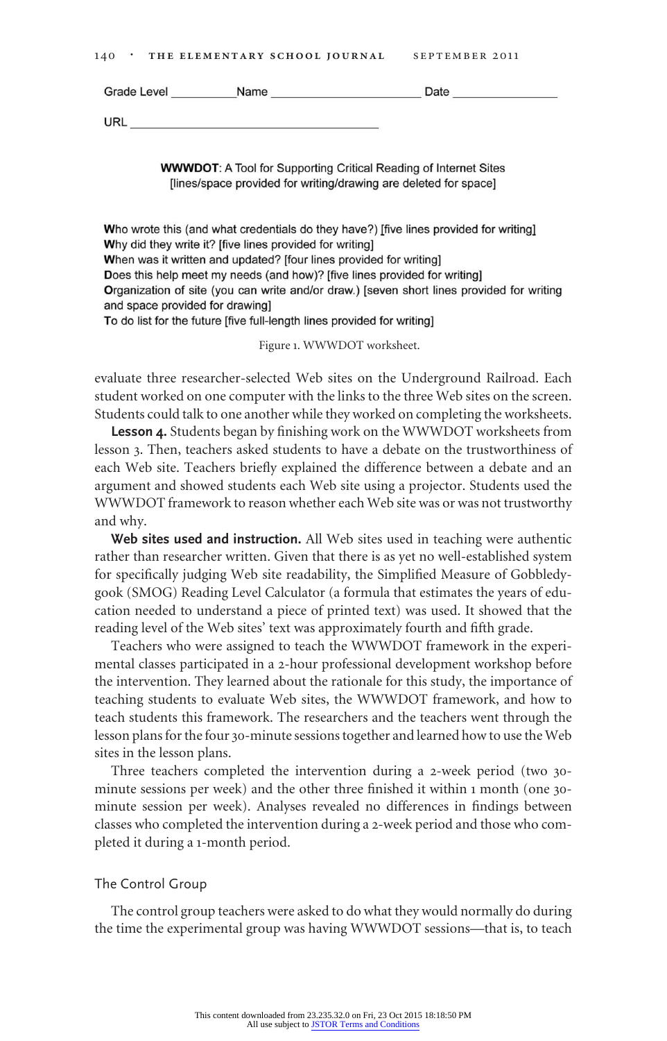Grade Level __________ Name ______________________ Date _______________

URL ______________________________________

**WWWDOT**: A Tool for Supporting Critical Reading of Internet Sites
[lines/space provided for writing/drawing are deleted for space]

**W**ho wrote this (and what credentials do they have?) [five lines provided for writing]
**W**hy did they write it? [five lines provided for writing]
**W**hen was it written and updated? [four lines provided for writing]
**D**oes this help meet my needs (and how)? [five lines provided for writing]
**O**rganization of site (you can write and/or draw.) [seven short lines provided for writing and space provided for drawing]
**T**o do list for the future [five full-length lines provided for writing]

Figure 1. WWWDOT worksheet.

evaluate three researcher-selected Web sites on the Underground Railroad. Each student worked on one computer with the links to the three Web sites on the screen. Students could talk to one another while they worked on completing the worksheets.

**Lesson 4.** Students began by finishing work on the WWWDOT worksheets from lesson 3. Then, teachers asked students to have a debate on the trustworthiness of each Web site. Teachers briefly explained the difference between a debate and an argument and showed students each Web site using a projector. Students used the WWWDOT framework to reason whether each Web site was or was not trustworthy and why.

**Web sites used and instruction.** All Web sites used in teaching were authentic rather than researcher written. Given that there is as yet no well-established system for specifically judging Web site readability, the Simplified Measure of Gobbledygook (SMOG) Reading Level Calculator (a formula that estimates the years of education needed to understand a piece of printed text) was used. It showed that the reading level of the Web sites' text was approximately fourth and fifth grade.

Teachers who were assigned to teach the WWWDOT framework in the experimental classes participated in a 2-hour professional development workshop before the intervention. They learned about the rationale for this study, the importance of teaching students to evaluate Web sites, the WWWDOT framework, and how to teach students this framework. The researchers and the teachers went through the lesson plans for the four 30-minute sessions together and learned how to use the Web sites in the lesson plans.

Three teachers completed the intervention during a 2-week period (two 30-minute sessions per week) and the other three finished it within 1 month (one 30-minute session per week). Analyses revealed no differences in findings between classes who completed the intervention during a 2-week period and those who completed it during a 1-month period.

### The Control Group

The control group teachers were asked to do what they would normally do during the time the experimental group was having WWWDOT sessions—that is, to teach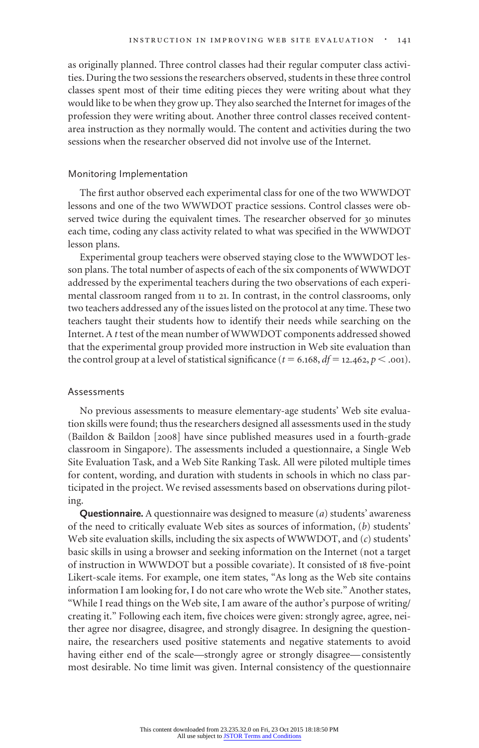as originally planned. Three control classes had their regular computer class activities. During the two sessions the researchers observed, students in these three control classes spent most of their time editing pieces they were writing about what they would like to be when they grow up. They also searched the Internet for images of the profession they were writing about. Another three control classes received content-area instruction as they normally would. The content and activities during the two sessions when the researcher observed did not involve use of the Internet.

### Monitoring Implementation

The first author observed each experimental class for one of the two WWWDOT lessons and one of the two WWWDOT practice sessions. Control classes were observed twice during the equivalent times. The researcher observed for 30 minutes each time, coding any class activity related to what was specified in the WWWDOT lesson plans.

Experimental group teachers were observed staying close to the WWWDOT lesson plans. The total number of aspects of each of the six components of WWWDOT addressed by the experimental teachers during the two observations of each experimental classroom ranged from 11 to 21. In contrast, in the control classrooms, only two teachers addressed any of the issues listed on the protocol at any time. These two teachers taught their students how to identify their needs while searching on the Internet. A *t* test of the mean number of WWWDOT components addressed showed that the experimental group provided more instruction in Web site evaluation than the control group at a level of statistical significance ($t = 6.168$, $df = 12.462$, $p < .001$).

### Assessments

No previous assessments to measure elementary-age students' Web site evaluation skills were found; thus the researchers designed all assessments used in the study (Baildon & Baildon [2008] have since published measures used in a fourth-grade classroom in Singapore). The assessments included a questionnaire, a Single Web Site Evaluation Task, and a Web Site Ranking Task. All were piloted multiple times for content, wording, and duration with students in schools in which no class participated in the project. We revised assessments based on observations during piloting.

**Questionnaire.** A questionnaire was designed to measure (*a*) students' awareness of the need to critically evaluate Web sites as sources of information, (*b*) students' Web site evaluation skills, including the six aspects of WWWDOT, and (*c*) students' basic skills in using a browser and seeking information on the Internet (not a target of instruction in WWWDOT but a possible covariate). It consisted of 18 five-point Likert-scale items. For example, one item states, "As long as the Web site contains information I am looking for, I do not care who wrote the Web site." Another states, "While I read things on the Web site, I am aware of the author's purpose of writing/creating it." Following each item, five choices were given: strongly agree, agree, neither agree nor disagree, disagree, and strongly disagree. In designing the questionnaire, the researchers used positive statements and negative statements to avoid having either end of the scale—strongly agree or strongly disagree—consistently most desirable. No time limit was given. Internal consistency of the questionnaire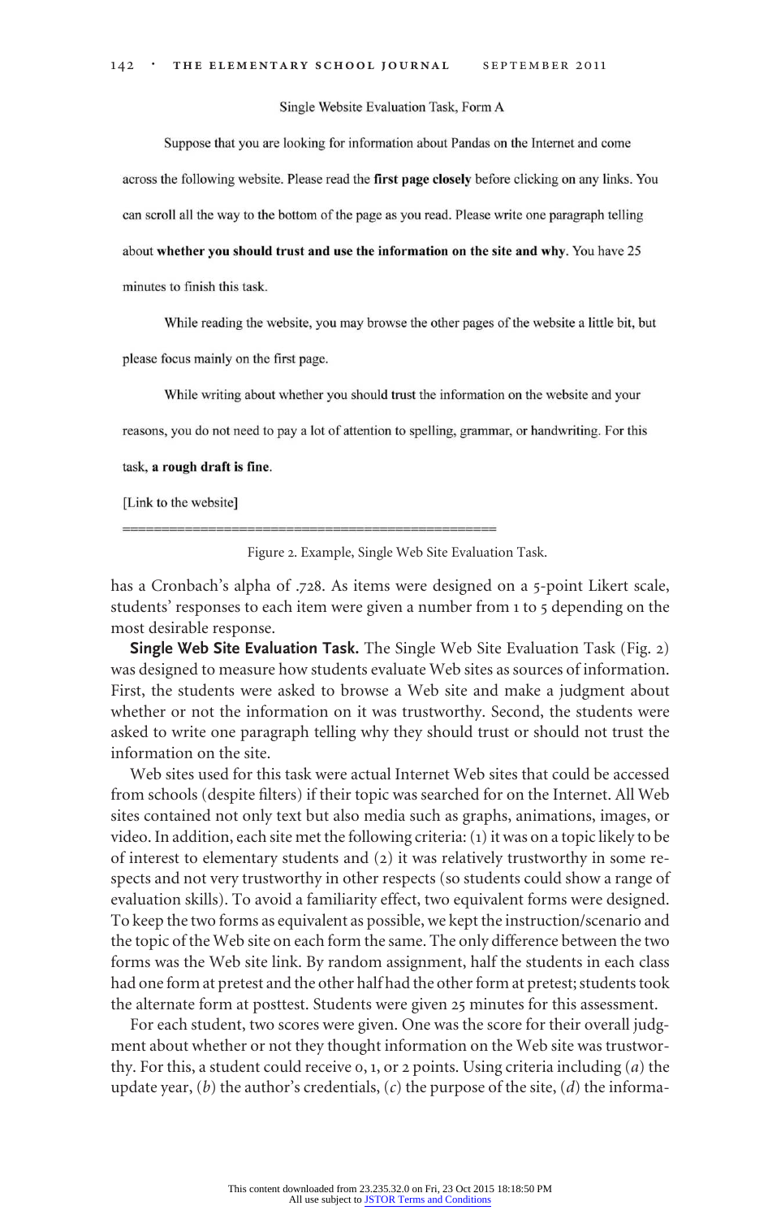Single Website Evaluation Task, Form A

Suppose that you are looking for information about Pandas on the Internet and come across the following website. Please read the **first page closely** before clicking on any links. You can scroll all the way to the bottom of the page as you read. Please write one paragraph telling about **whether you should trust and use the information on the site and why**. You have 25 minutes to finish this task.

While reading the website, you may browse the other pages of the website a little bit, but please focus mainly on the first page.

While writing about whether you should **trust** the information on the website and your reasons, you do not need to pay a lot of attention to spelling, grammar, or handwriting. For this task, **a rough draft is fine**.

[Link to the website]

==================================================

Figure 2. Example, Single Web Site Evaluation Task.

has a Cronbach's alpha of .728. As items were designed on a 5-point Likert scale, students' responses to each item were given a number from 1 to 5 depending on the most desirable response.

**Single Web Site Evaluation Task.** The Single Web Site Evaluation Task (Fig. 2) was designed to measure how students evaluate Web sites as sources of information. First, the students were asked to browse a Web site and make a judgment about whether or not the information on it was trustworthy. Second, the students were asked to write one paragraph telling why they should trust or should not trust the information on the site.

Web sites used for this task were actual Internet Web sites that could be accessed from schools (despite filters) if their topic was searched for on the Internet. All Web sites contained not only text but also media such as graphs, animations, images, or video. In addition, each site met the following criteria: (1) it was on a topic likely to be of interest to elementary students and (2) it was relatively trustworthy in some respects and not very trustworthy in other respects (so students could show a range of evaluation skills). To avoid a familiarity effect, two equivalent forms were designed. To keep the two forms as equivalent as possible, we kept the instruction/scenario and the topic of the Web site on each form the same. The only difference between the two forms was the Web site link. By random assignment, half the students in each class had one form at pretest and the other half had the other form at pretest; students took the alternate form at posttest. Students were given 25 minutes for this assessment.

For each student, two scores were given. One was the score for their overall judgment about whether or not they thought information on the Web site was trustworthy. For this, a student could receive 0, 1, or 2 points. Using criteria including (*a*) the update year, (*b*) the author's credentials, (*c*) the purpose of the site, (*d*) the informa-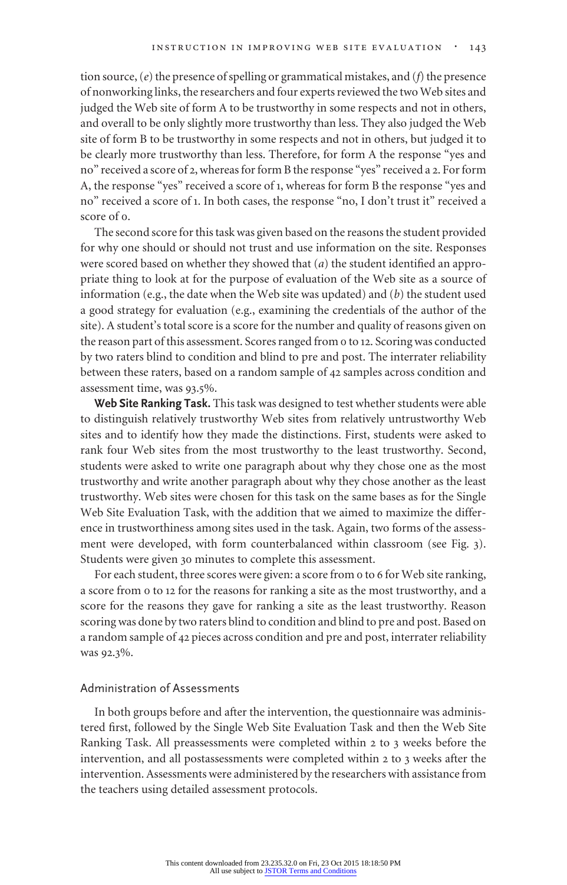tion source, (*e*) the presence of spelling or grammatical mistakes, and (*f*) the presence of nonworking links, the researchers and four experts reviewed the two Web sites and judged the Web site of form A to be trustworthy in some respects and not in others, and overall to be only slightly more trustworthy than less. They also judged the Web site of form B to be trustworthy in some respects and not in others, but judged it to be clearly more trustworthy than less. Therefore, for form A the response "yes and no" received a score of 2, whereas for form B the response "yes" received a 2. For form A, the response "yes" received a score of 1, whereas for form B the response "yes and no" received a score of 1. In both cases, the response "no, I don't trust it" received a score of 0.

The second score for this task was given based on the reasons the student provided for why one should or should not trust and use information on the site. Responses were scored based on whether they showed that (*a*) the student identified an appropriate thing to look at for the purpose of evaluation of the Web site as a source of information (e.g., the date when the Web site was updated) and (*b*) the student used a good strategy for evaluation (e.g., examining the credentials of the author of the site). A student's total score is a score for the number and quality of reasons given on the reason part of this assessment. Scores ranged from 0 to 12. Scoring was conducted by two raters blind to condition and blind to pre and post. The interrater reliability between these raters, based on a random sample of 42 samples across condition and assessment time, was 93.5%.

**Web Site Ranking Task.** This task was designed to test whether students were able to distinguish relatively trustworthy Web sites from relatively untrustworthy Web sites and to identify how they made the distinctions. First, students were asked to rank four Web sites from the most trustworthy to the least trustworthy. Second, students were asked to write one paragraph about why they chose one as the most trustworthy and write another paragraph about why they chose another as the least trustworthy. Web sites were chosen for this task on the same bases as for the Single Web Site Evaluation Task, with the addition that we aimed to maximize the difference in trustworthiness among sites used in the task. Again, two forms of the assessment were developed, with form counterbalanced within classroom (see Fig. 3). Students were given 30 minutes to complete this assessment.

For each student, three scores were given: a score from 0 to 6 for Web site ranking, a score from 0 to 12 for the reasons for ranking a site as the most trustworthy, and a score for the reasons they gave for ranking a site as the least trustworthy. Reason scoring was done by two raters blind to condition and blind to pre and post. Based on a random sample of 42 pieces across condition and pre and post, interrater reliability was 92.3%.

### Administration of Assessments

In both groups before and after the intervention, the questionnaire was administered first, followed by the Single Web Site Evaluation Task and then the Web Site Ranking Task. All preassessments were completed within 2 to 3 weeks before the intervention, and all postassessments were completed within 2 to 3 weeks after the intervention. Assessments were administered by the researchers with assistance from the teachers using detailed assessment protocols.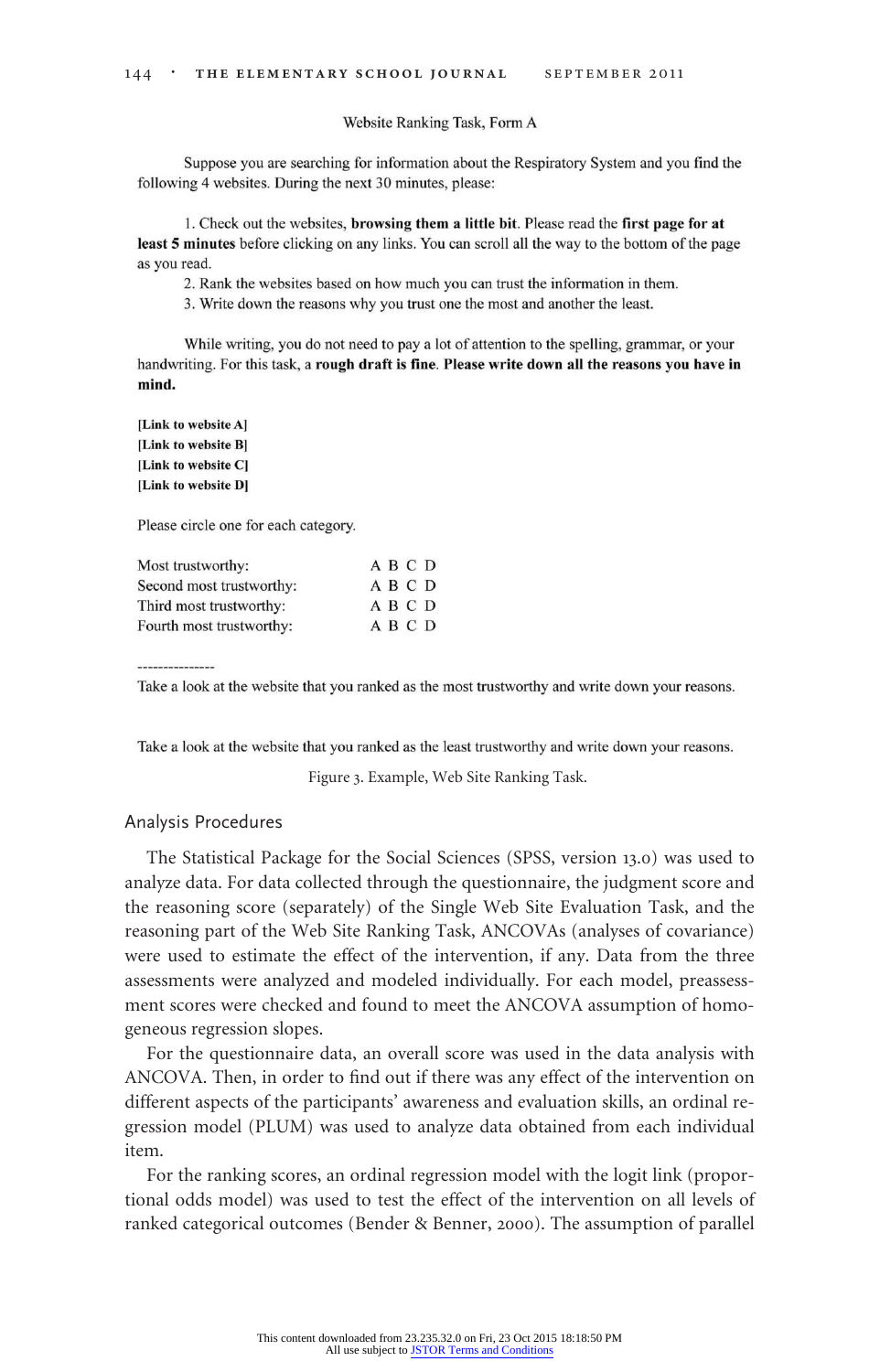Website Ranking Task, Form A

Suppose you are searching for information about the Respiratory System and you find the following 4 websites. During the next 30 minutes, please:

1. Check out the websites, **browsing them a little bit**. Please read the **first page for at least 5 minutes** before clicking on any links. You can scroll all the way to the bottom of the page as you read.
2. Rank the websites based on how much you can trust the information in them.
3. Write down the reasons why you trust one the most and another the least.

While writing, you do not need to pay a lot of attention to the spelling, grammar, or your handwriting. For this task, a **rough draft is fine**. **Please write down all the reasons you have in mind.**

**[Link to website A]**
**[Link to website B]**
**[Link to website C]**
**[Link to website D]**

Please circle one for each category.

| | |
|---|---|
| Most trustworthy: | A B C D |
| Second most trustworthy: | A B C D |
| Third most trustworthy: | A B C D |
| Fourth most trustworthy: | A B C D |

---------------

Take a look at the website that you ranked as the most trustworthy and write down your reasons.

Take a look at the website that you ranked as the least trustworthy and write down your reasons.

Figure 3. Example, Web Site Ranking Task.

## Analysis Procedures

The Statistical Package for the Social Sciences (SPSS, version 13.0) was used to analyze data. For data collected through the questionnaire, the judgment score and the reasoning score (separately) of the Single Web Site Evaluation Task, and the reasoning part of the Web Site Ranking Task, ANCOVAs (analyses of covariance) were used to estimate the effect of the intervention, if any. Data from the three assessments were analyzed and modeled individually. For each model, preassessment scores were checked and found to meet the ANCOVA assumption of homogeneous regression slopes.

For the questionnaire data, an overall score was used in the data analysis with ANCOVA. Then, in order to find out if there was any effect of the intervention on different aspects of the participants' awareness and evaluation skills, an ordinal regression model (PLUM) was used to analyze data obtained from each individual item.

For the ranking scores, an ordinal regression model with the logit link (proportional odds model) was used to test the effect of the intervention on all levels of ranked categorical outcomes (Bender & Benner, 2000). The assumption of parallel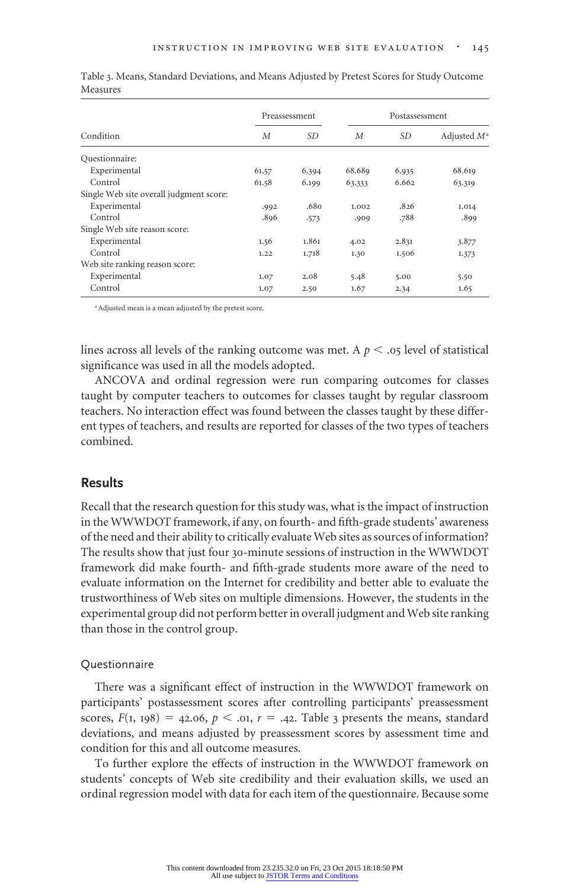Table 3. Means, Standard Deviations, and Means Adjusted by Pretest Scores for Study Outcome Measures

| Condition | Preassessment | | Postassessment | | |
|---|---|---|---|---|---|
| | *M* | *SD* | *M* | *SD* | Adjusted *M*[a] |
| Questionnaire: | | | | | |
| Experimental | 61.57 | 6.394 | 68.689 | 6.935 | 68.619 |
| Control | 61.58 | 6.199 | 63.333 | 6.662 | 63.319 |
| Single Web site overall judgment score: | | | | | |
| Experimental | .992 | .680 | 1.002 | .826 | 1.014 |
| Control | .896 | .573 | .909 | .788 | .899 |
| Single Web site reason score: | | | | | |
| Experimental | 1.56 | 1.861 | 4.02 | 2.831 | 3.877 |
| Control | 1.22 | 1.718 | 1.30 | 1.506 | 1.373 |
| Web site ranking reason score: | | | | | |
| Experimental | 1.07 | 2.08 | 5.48 | 5.00 | 5.50 |
| Control | 1.07 | 2.50 | 1.67 | 2.34 | 1.65 |

[a] Adjusted mean is a mean adjusted by the pretest score.

lines across all levels of the ranking outcome was met. A $p < .05$ level of statistical significance was used in all the models adopted.

ANCOVA and ordinal regression were run comparing outcomes for classes taught by computer teachers to outcomes for classes taught by regular classroom teachers. No interaction effect was found between the classes taught by these different types of teachers, and results are reported for classes of the two types of teachers combined.

## Results

Recall that the research question for this study was, what is the impact of instruction in the WWWDOT framework, if any, on fourth- and fifth-grade students' awareness of the need and their ability to critically evaluate Web sites as sources of information? The results show that just four 30-minute sessions of instruction in the WWWDOT framework did make fourth- and fifth-grade students more aware of the need to evaluate information on the Internet for credibility and better able to evaluate the trustworthiness of Web sites on multiple dimensions. However, the students in the experimental group did not perform better in overall judgment and Web site ranking than those in the control group.

### Questionnaire

There was a significant effect of instruction in the WWWDOT framework on participants' postassessment scores after controlling participants' preassessment scores, $F(1, 198) = 42.06$, $p < .01$, $r = .42$. Table 3 presents the means, standard deviations, and means adjusted by preassessment scores by assessment time and condition for this and all outcome measures.

To further explore the effects of instruction in the WWWDOT framework on students' concepts of Web site credibility and their evaluation skills, we used an ordinal regression model with data for each item of the questionnaire. Because some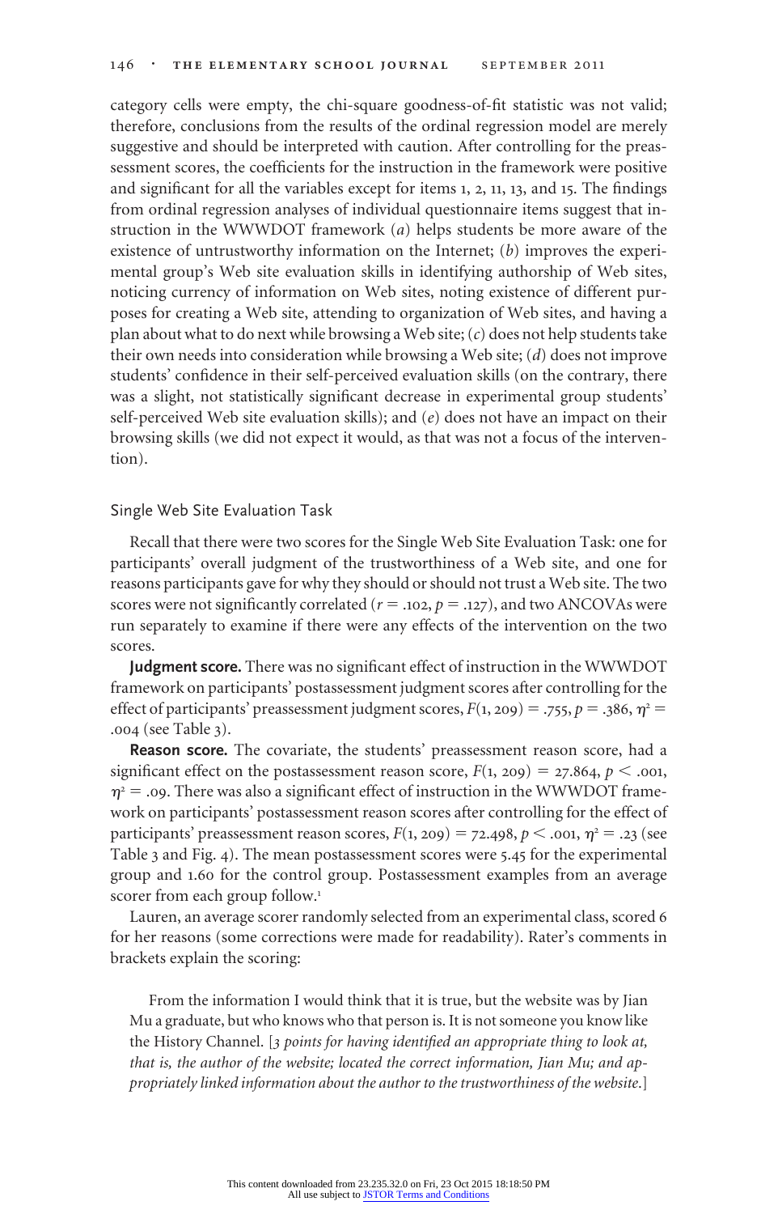category cells were empty, the chi-square goodness-of-fit statistic was not valid; therefore, conclusions from the results of the ordinal regression model are merely suggestive and should be interpreted with caution. After controlling for the preassessment scores, the coefficients for the instruction in the framework were positive and significant for all the variables except for items 1, 2, 11, 13, and 15. The findings from ordinal regression analyses of individual questionnaire items suggest that instruction in the WWWDOT framework (*a*) helps students be more aware of the existence of untrustworthy information on the Internet; (*b*) improves the experimental group's Web site evaluation skills in identifying authorship of Web sites, noticing currency of information on Web sites, noting existence of different purposes for creating a Web site, attending to organization of Web sites, and having a plan about what to do next while browsing a Web site; (*c*) does not help students take their own needs into consideration while browsing a Web site; (*d*) does not improve students' confidence in their self-perceived evaluation skills (on the contrary, there was a slight, not statistically significant decrease in experimental group students' self-perceived Web site evaluation skills); and (*e*) does not have an impact on their browsing skills (we did not expect it would, as that was not a focus of the intervention).

## Single Web Site Evaluation Task

Recall that there were two scores for the Single Web Site Evaluation Task: one for participants' overall judgment of the trustworthiness of a Web site, and one for reasons participants gave for why they should or should not trust a Web site. The two scores were not significantly correlated ($r = .102$, $p = .127$), and two ANCOVAs were run separately to examine if there were any effects of the intervention on the two scores.

**Judgment score.** There was no significant effect of instruction in the WWWDOT framework on participants' postassessment judgment scores after controlling for the effect of participants' preassessment judgment scores, $F(1, 209) = .755$, $p = .386$, $\eta^2 = .004$ (see Table 3).

**Reason score.** The covariate, the students' preassessment reason score, had a significant effect on the postassessment reason score, $F(1, 209) = 27.864$, $p < .001$, $\eta^2 = .09$. There was also a significant effect of instruction in the WWWDOT framework on participants' postassessment reason scores after controlling for the effect of participants' preassessment reason scores, $F(1, 209) = 72.498$, $p < .001$, $\eta^2 = .23$ (see Table 3 and Fig. 4). The mean postassessment scores were 5.45 for the experimental group and 1.60 for the control group. Postassessment examples from an average scorer from each group follow.[1]

Lauren, an average scorer randomly selected from an experimental class, scored 6 for her reasons (some corrections were made for readability). Rater's comments in brackets explain the scoring:

> From the information I would think that it is true, but the website was by Jian Mu a graduate, but who knows who that person is. It is not someone you know like the History Channel. [*3 points for having identified an appropriate thing to look at, that is, the author of the website; located the correct information, Jian Mu; and appropriately linked information about the author to the trustworthiness of the website.*]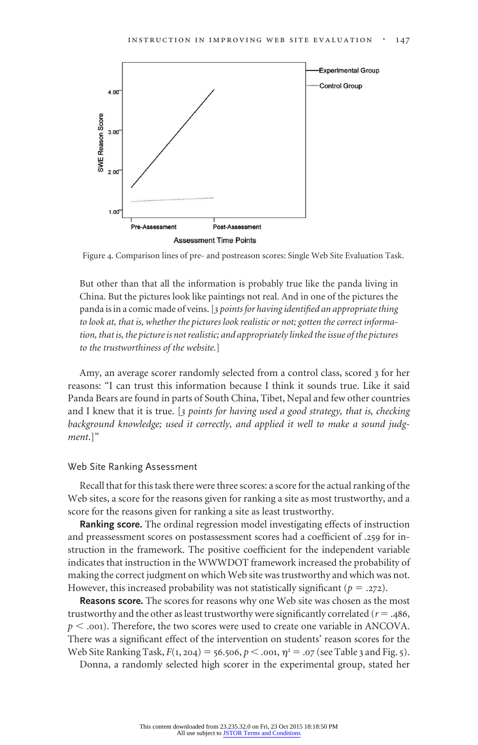Figure 4. Comparison lines of pre- and postreason scores: Single Web Site Evaluation Task.

But other than that all the information is probably true like the panda living in China. But the pictures look like paintings not real. And in one of the pictures the panda is in a comic made of veins. [*3 points for having identified an appropriate thing to look at, that is, whether the pictures look realistic or not; gotten the correct information, that is, the picture is not realistic; and appropriately linked the issue of the pictures to the trustworthiness of the website.*]

Amy, an average scorer randomly selected from a control class, scored 3 for her reasons: "I can trust this information because I think it sounds true. Like it said Panda Bears are found in parts of South China, Tibet, Nepal and few other countries and I knew that it is true. [*3 points for having used a good strategy, that is, checking background knowledge; used it correctly, and applied it well to make a sound judgment.*]"

### Web Site Ranking Assessment

Recall that for this task there were three scores: a score for the actual ranking of the Web sites, a score for the reasons given for ranking a site as most trustworthy, and a score for the reasons given for ranking a site as least trustworthy.

**Ranking score.** The ordinal regression model investigating effects of instruction and preassessment scores on postassessment scores had a coefficient of .259 for instruction in the framework. The positive coefficient for the independent variable indicates that instruction in the WWWDOT framework increased the probability of making the correct judgment on which Web site was trustworthy and which was not. However, this increased probability was not statistically significant ($p = .272$).

**Reasons score.** The scores for reasons why one Web site was chosen as the most trustworthy and the other as least trustworthy were significantly correlated ($r = .486$, $p < .001$). Therefore, the two scores were used to create one variable in ANCOVA. There was a significant effect of the intervention on students' reason scores for the Web Site Ranking Task, $F(1, 204) = 56.506$, $p < .001$, $\eta^2 = .07$ (see Table 3 and Fig. 5).

Donna, a randomly selected high scorer in the experimental group, stated her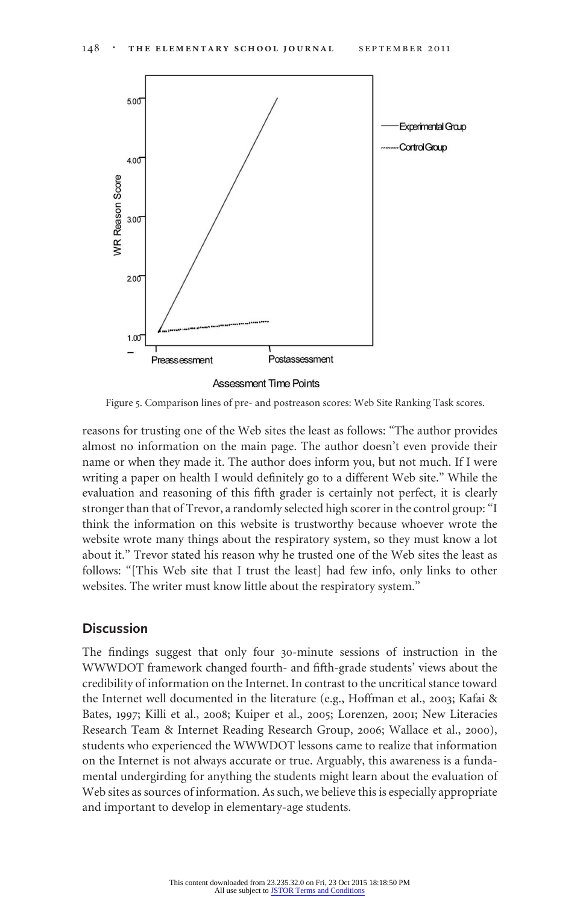Figure 5. Comparison lines of pre- and postreason scores: Web Site Ranking Task scores.

reasons for trusting one of the Web sites the least as follows: "The author provides almost no information on the main page. The author doesn't even provide their name or when they made it. The author does inform you, but not much. If I were writing a paper on health I would definitely go to a different Web site." While the evaluation and reasoning of this fifth grader is certainly not perfect, it is clearly stronger than that of Trevor, a randomly selected high scorer in the control group: "I think the information on this website is trustworthy because whoever wrote the website wrote many things about the respiratory system, so they must know a lot about it." Trevor stated his reason why he trusted one of the Web sites the least as follows: "[This Web site that I trust the least] had few info, only links to other websites. The writer must know little about the respiratory system."

## Discussion

The findings suggest that only four 30-minute sessions of instruction in the WWWDOT framework changed fourth- and fifth-grade students' views about the credibility of information on the Internet. In contrast to the uncritical stance toward the Internet well documented in the literature (e.g., Hoffman et al., 2003; Kafai & Bates, 1997; Killi et al., 2008; Kuiper et al., 2005; Lorenzen, 2001; New Literacies Research Team & Internet Reading Research Group, 2006; Wallace et al., 2000), students who experienced the WWWDOT lessons came to realize that information on the Internet is not always accurate or true. Arguably, this awareness is a fundamental undergirding for anything the students might learn about the evaluation of Web sites as sources of information. As such, we believe this is especially appropriate and important to develop in elementary-age students.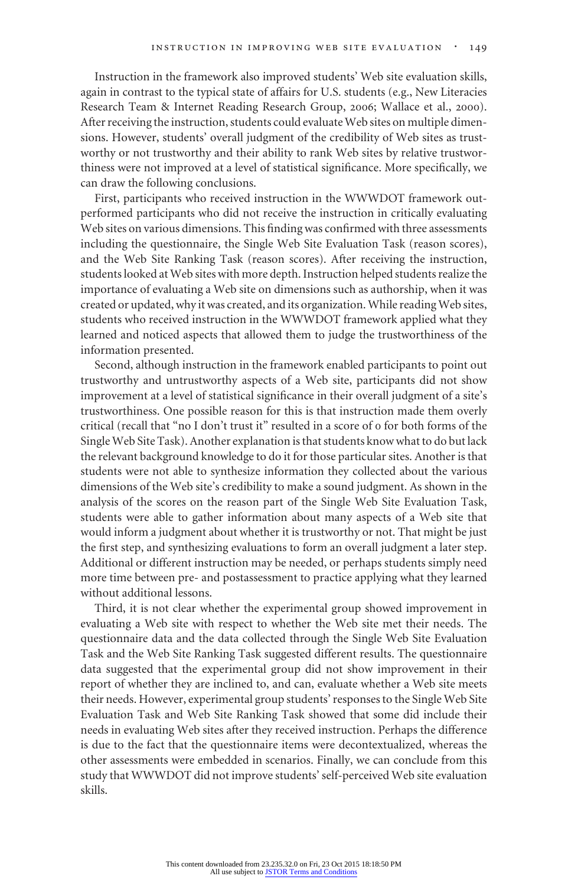Instruction in the framework also improved students' Web site evaluation skills, again in contrast to the typical state of affairs for U.S. students (e.g., New Literacies Research Team & Internet Reading Research Group, 2006; Wallace et al., 2000). After receiving the instruction, students could evaluate Web sites on multiple dimensions. However, students' overall judgment of the credibility of Web sites as trustworthy or not trustworthy and their ability to rank Web sites by relative trustworthiness were not improved at a level of statistical significance. More specifically, we can draw the following conclusions.

First, participants who received instruction in the WWWDOT framework outperformed participants who did not receive the instruction in critically evaluating Web sites on various dimensions. This finding was confirmed with three assessments including the questionnaire, the Single Web Site Evaluation Task (reason scores), and the Web Site Ranking Task (reason scores). After receiving the instruction, students looked at Web sites with more depth. Instruction helped students realize the importance of evaluating a Web site on dimensions such as authorship, when it was created or updated, why it was created, and its organization. While reading Web sites, students who received instruction in the WWWDOT framework applied what they learned and noticed aspects that allowed them to judge the trustworthiness of the information presented.

Second, although instruction in the framework enabled participants to point out trustworthy and untrustworthy aspects of a Web site, participants did not show improvement at a level of statistical significance in their overall judgment of a site's trustworthiness. One possible reason for this is that instruction made them overly critical (recall that "no I don't trust it" resulted in a score of 0 for both forms of the Single Web Site Task). Another explanation is that students know what to do but lack the relevant background knowledge to do it for those particular sites. Another is that students were not able to synthesize information they collected about the various dimensions of the Web site's credibility to make a sound judgment. As shown in the analysis of the scores on the reason part of the Single Web Site Evaluation Task, students were able to gather information about many aspects of a Web site that would inform a judgment about whether it is trustworthy or not. That might be just the first step, and synthesizing evaluations to form an overall judgment a later step. Additional or different instruction may be needed, or perhaps students simply need more time between pre- and postassessment to practice applying what they learned without additional lessons.

Third, it is not clear whether the experimental group showed improvement in evaluating a Web site with respect to whether the Web site met their needs. The questionnaire data and the data collected through the Single Web Site Evaluation Task and the Web Site Ranking Task suggested different results. The questionnaire data suggested that the experimental group did not show improvement in their report of whether they are inclined to, and can, evaluate whether a Web site meets their needs. However, experimental group students' responses to the Single Web Site Evaluation Task and Web Site Ranking Task showed that some did include their needs in evaluating Web sites after they received instruction. Perhaps the difference is due to the fact that the questionnaire items were decontextualized, whereas the other assessments were embedded in scenarios. Finally, we can conclude from this study that WWWDOT did not improve students' self-perceived Web site evaluation skills.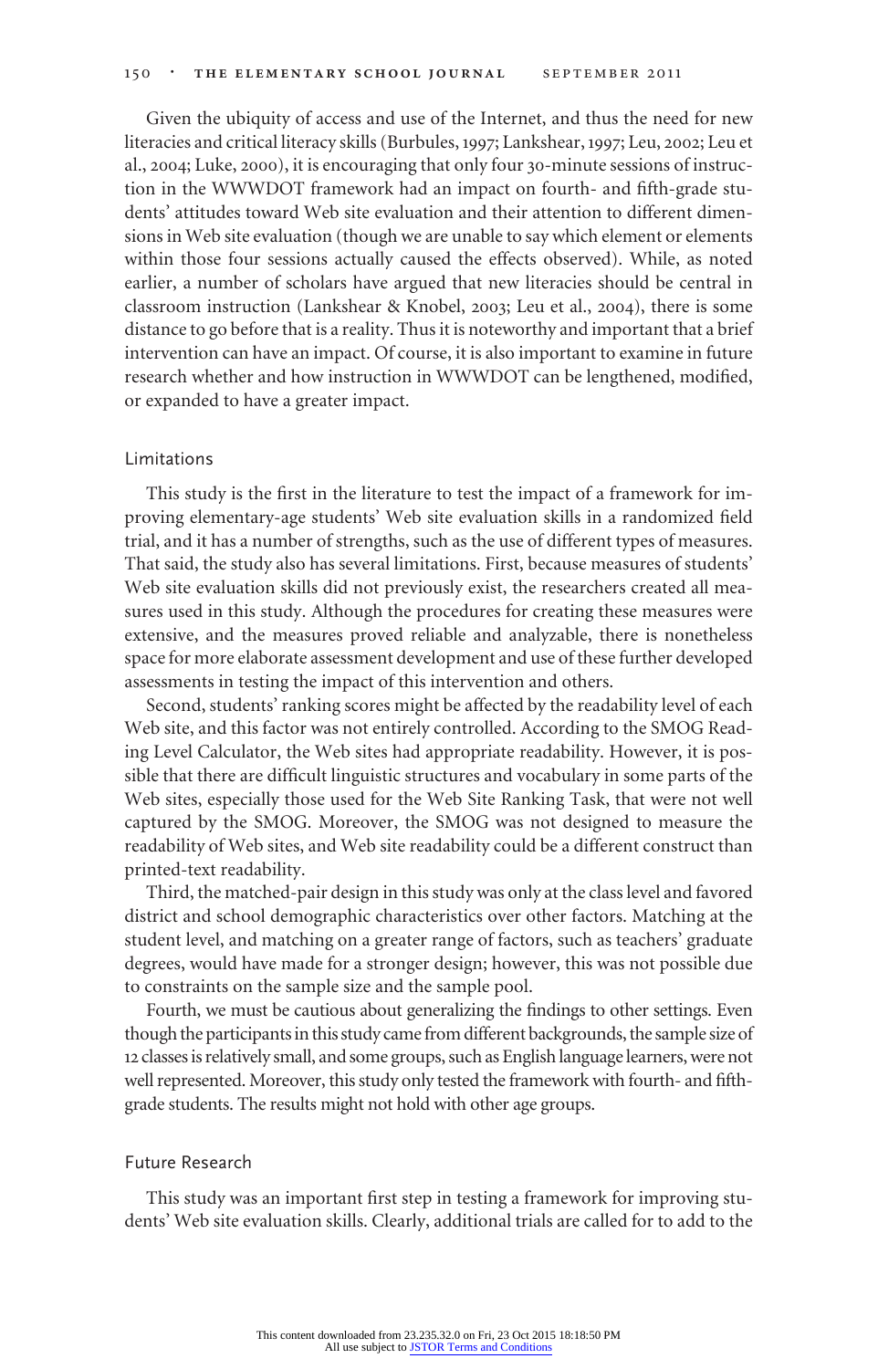Given the ubiquity of access and use of the Internet, and thus the need for new literacies and critical literacy skills (Burbules, 1997; Lankshear, 1997; Leu, 2002; Leu et al., 2004; Luke, 2000), it is encouraging that only four 30-minute sessions of instruction in the WWWDOT framework had an impact on fourth- and fifth-grade students' attitudes toward Web site evaluation and their attention to different dimensions in Web site evaluation (though we are unable to say which element or elements within those four sessions actually caused the effects observed). While, as noted earlier, a number of scholars have argued that new literacies should be central in classroom instruction (Lankshear & Knobel, 2003; Leu et al., 2004), there is some distance to go before that is a reality. Thus it is noteworthy and important that a brief intervention can have an impact. Of course, it is also important to examine in future research whether and how instruction in WWWDOT can be lengthened, modified, or expanded to have a greater impact.

## Limitations

This study is the first in the literature to test the impact of a framework for improving elementary-age students' Web site evaluation skills in a randomized field trial, and it has a number of strengths, such as the use of different types of measures. That said, the study also has several limitations. First, because measures of students' Web site evaluation skills did not previously exist, the researchers created all measures used in this study. Although the procedures for creating these measures were extensive, and the measures proved reliable and analyzable, there is nonetheless space for more elaborate assessment development and use of these further developed assessments in testing the impact of this intervention and others.

Second, students' ranking scores might be affected by the readability level of each Web site, and this factor was not entirely controlled. According to the SMOG Reading Level Calculator, the Web sites had appropriate readability. However, it is possible that there are difficult linguistic structures and vocabulary in some parts of the Web sites, especially those used for the Web Site Ranking Task, that were not well captured by the SMOG. Moreover, the SMOG was not designed to measure the readability of Web sites, and Web site readability could be a different construct than printed-text readability.

Third, the matched-pair design in this study was only at the class level and favored district and school demographic characteristics over other factors. Matching at the student level, and matching on a greater range of factors, such as teachers' graduate degrees, would have made for a stronger design; however, this was not possible due to constraints on the sample size and the sample pool.

Fourth, we must be cautious about generalizing the findings to other settings. Even though the participants in this study came from different backgrounds, the sample size of 12 classes is relatively small, and some groups, such as English language learners, were not well represented. Moreover, this study only tested the framework with fourth- and fifth-grade students. The results might not hold with other age groups.

## Future Research

This study was an important first step in testing a framework for improving students' Web site evaluation skills. Clearly, additional trials are called for to add to the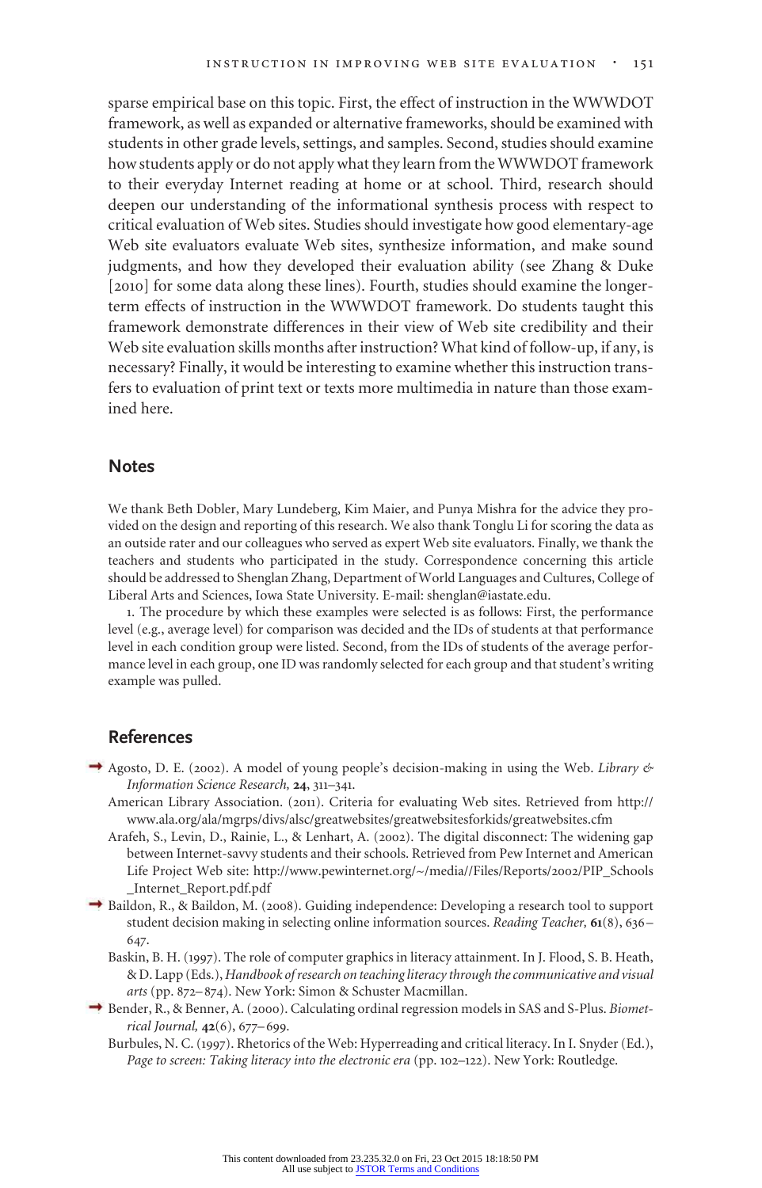sparse empirical base on this topic. First, the effect of instruction in the WWWDOT framework, as well as expanded or alternative frameworks, should be examined with students in other grade levels, settings, and samples. Second, studies should examine how students apply or do not apply what they learn from the WWWDOT framework to their everyday Internet reading at home or at school. Third, research should deepen our understanding of the informational synthesis process with respect to critical evaluation of Web sites. Studies should investigate how good elementary-age Web site evaluators evaluate Web sites, synthesize information, and make sound judgments, and how they developed their evaluation ability (see Zhang & Duke [2010] for some data along these lines). Fourth, studies should examine the longer-term effects of instruction in the WWWDOT framework. Do students taught this framework demonstrate differences in their view of Web site credibility and their Web site evaluation skills months after instruction? What kind of follow-up, if any, is necessary? Finally, it would be interesting to examine whether this instruction transfers to evaluation of print text or texts more multimedia in nature than those examined here.

## Notes

We thank Beth Dobler, Mary Lundeberg, Kim Maier, and Punya Mishra for the advice they provided on the design and reporting of this research. We also thank Tonglu Li for scoring the data as an outside rater and our colleagues who served as expert Web site evaluators. Finally, we thank the teachers and students who participated in the study. Correspondence concerning this article should be addressed to Shenglan Zhang, Department of World Languages and Cultures, College of Liberal Arts and Sciences, Iowa State University. E-mail: shenglan@iastate.edu.

1. The procedure by which these examples were selected is as follows: First, the performance level (e.g., average level) for comparison was decided and the IDs of students at that performance level in each condition group were listed. Second, from the IDs of students of the average performance level in each group, one ID was randomly selected for each group and that student's writing example was pulled.

## References

Agosto, D. E. (2002). A model of young people's decision-making in using the Web. *Library & Information Science Research,* **24**, 311–341.

American Library Association. (2011). Criteria for evaluating Web sites. Retrieved from http://www.ala.org/ala/mgrps/divs/alsc/greatwebsites/greatwebsitesforkids/greatwebsites.cfm

Arafeh, S., Levin, D., Rainie, L., & Lenhart, A. (2002). The digital disconnect: The widening gap between Internet-savvy students and their schools. Retrieved from Pew Internet and American Life Project Web site: http://www.pewinternet.org/~/media//Files/Reports/2002/PIP_Schools_Internet_Report.pdf.pdf

Baildon, R., & Baildon, M. (2008). Guiding independence: Developing a research tool to support student decision making in selecting online information sources. *Reading Teacher,* **61**(8), 636–647.

Baskin, B. H. (1997). The role of computer graphics in literacy attainment. In J. Flood, S. B. Heath, & D. Lapp (Eds.), *Handbook of research on teaching literacy through the communicative and visual arts* (pp. 872–874). New York: Simon & Schuster Macmillan.

Bender, R., & Benner, A. (2000). Calculating ordinal regression models in SAS and S-Plus. *Biometrical Journal,* **42**(6), 677–699.

Burbules, N. C. (1997). Rhetorics of the Web: Hyperreading and critical literacy. In I. Snyder (Ed.), *Page to screen: Taking literacy into the electronic era* (pp. 102–122). New York: Routledge.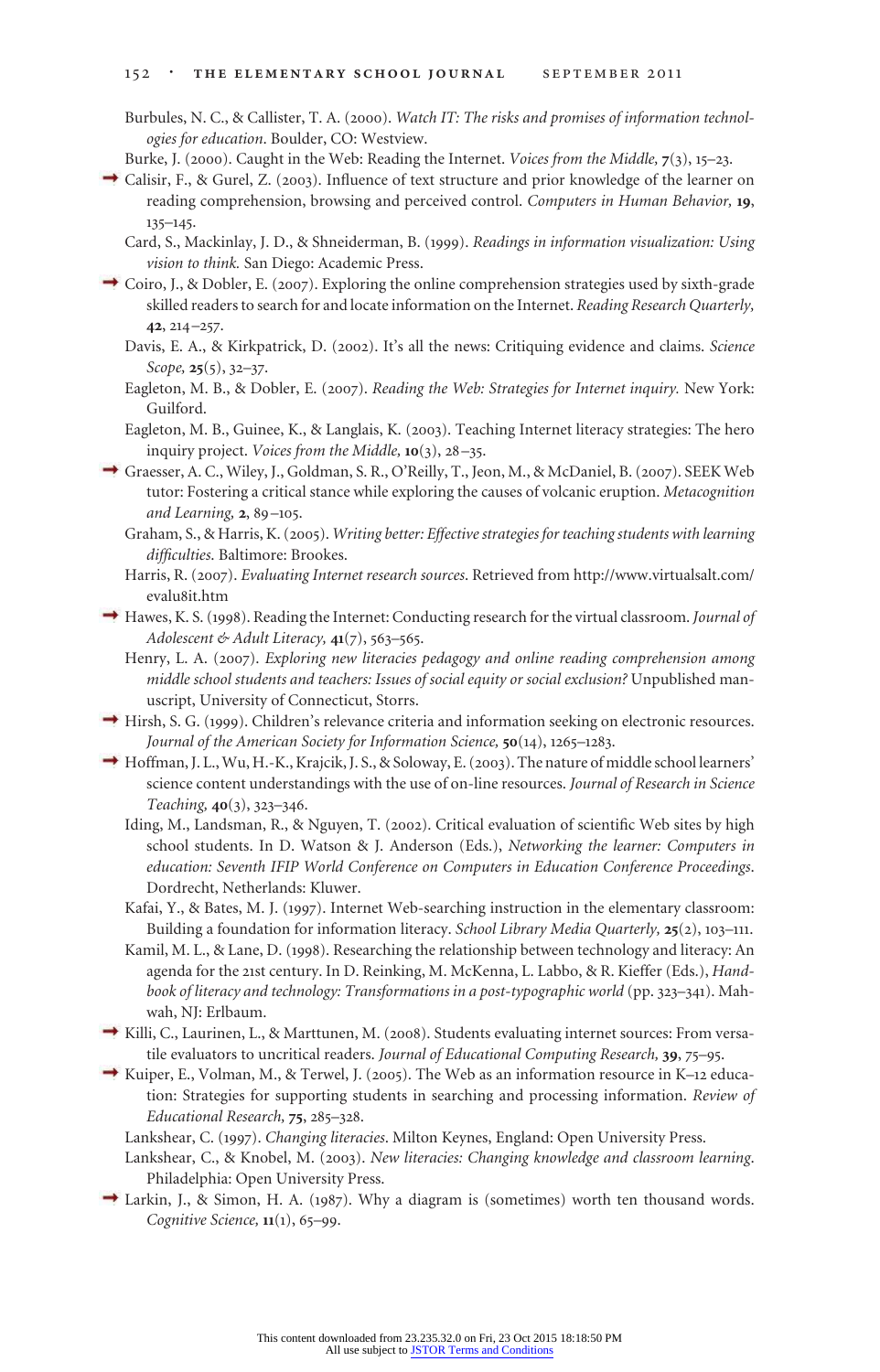Burbules, N. C., & Callister, T. A. (2000). *Watch IT: The risks and promises of information technologies for education*. Boulder, CO: Westview.

Burke, J. (2000). Caught in the Web: Reading the Internet. *Voices from the Middle,* **7**(3), 15–23.

Calisir, F., & Gurel, Z. (2003). Influence of text structure and prior knowledge of the learner on reading comprehension, browsing and perceived control. *Computers in Human Behavior,* **19**, 135–145.

Card, S., Mackinlay, J. D., & Shneiderman, B. (1999). *Readings in information visualization: Using vision to think.* San Diego: Academic Press.

Coiro, J., & Dobler, E. (2007). Exploring the online comprehension strategies used by sixth-grade skilled readers to search for and locate information on the Internet. *Reading Research Quarterly,* **42**, 214–257.

Davis, E. A., & Kirkpatrick, D. (2002). It's all the news: Critiquing evidence and claims. *Science Scope,* **25**(5), 32–37.

Eagleton, M. B., & Dobler, E. (2007). *Reading the Web: Strategies for Internet inquiry.* New York: Guilford.

Eagleton, M. B., Guinee, K., & Langlais, K. (2003). Teaching Internet literacy strategies: The hero inquiry project. *Voices from the Middle,* **10**(3), 28–35.

Graesser, A. C., Wiley, J., Goldman, S. R., O'Reilly, T., Jeon, M., & McDaniel, B. (2007). SEEK Web tutor: Fostering a critical stance while exploring the causes of volcanic eruption. *Metacognition and Learning,* **2**, 89–105.

Graham, S., & Harris, K. (2005). *Writing better: Effective strategies for teaching students with learning difficulties.* Baltimore: Brookes.

Harris, R. (2007). *Evaluating Internet research sources.* Retrieved from http://www.virtualsalt.com/evalu8it.htm

Hawes, K. S. (1998). Reading the Internet: Conducting research for the virtual classroom. *Journal of Adolescent & Adult Literacy,* **41**(7), 563–565.

Henry, L. A. (2007). *Exploring new literacies pedagogy and online reading comprehension among middle school students and teachers: Issues of social equity or social exclusion?* Unpublished manuscript, University of Connecticut, Storrs.

Hirsh, S. G. (1999). Children's relevance criteria and information seeking on electronic resources. *Journal of the American Society for Information Science,* **50**(14), 1265–1283.

Hoffman, J. L., Wu, H.-K., Krajcik, J. S., & Soloway, E. (2003). The nature of middle school learners' science content understandings with the use of on-line resources. *Journal of Research in Science Teaching,* **40**(3), 323–346.

Iding, M., Landsman, R., & Nguyen, T. (2002). Critical evaluation of scientific Web sites by high school students. In D. Watson & J. Anderson (Eds.), *Networking the learner: Computers in education: Seventh IFIP World Conference on Computers in Education Conference Proceedings.* Dordrecht, Netherlands: Kluwer.

Kafai, Y., & Bates, M. J. (1997). Internet Web-searching instruction in the elementary classroom: Building a foundation for information literacy. *School Library Media Quarterly,* **25**(2), 103–111.

Kamil, M. L., & Lane, D. (1998). Researching the relationship between technology and literacy: An agenda for the 21st century. In D. Reinking, M. McKenna, L. Labbo, & R. Kieffer (Eds.), *Handbook of literacy and technology: Transformations in a post-typographic world* (pp. 323–341). Mahwah, NJ: Erlbaum.

Killi, C., Laurinen, L., & Marttunen, M. (2008). Students evaluating internet sources: From versatile evaluators to uncritical readers. *Journal of Educational Computing Research,* **39**, 75–95.

Kuiper, E., Volman, M., & Terwel, J. (2005). The Web as an information resource in K–12 education: Strategies for supporting students in searching and processing information. *Review of Educational Research,* **75**, 285–328.

Lankshear, C. (1997). *Changing literacies.* Milton Keynes, England: Open University Press.

Lankshear, C., & Knobel, M. (2003). *New literacies: Changing knowledge and classroom learning.* Philadelphia: Open University Press.

Larkin, J., & Simon, H. A. (1987). Why a diagram is (sometimes) worth ten thousand words. *Cognitive Science,* **11**(1), 65–99.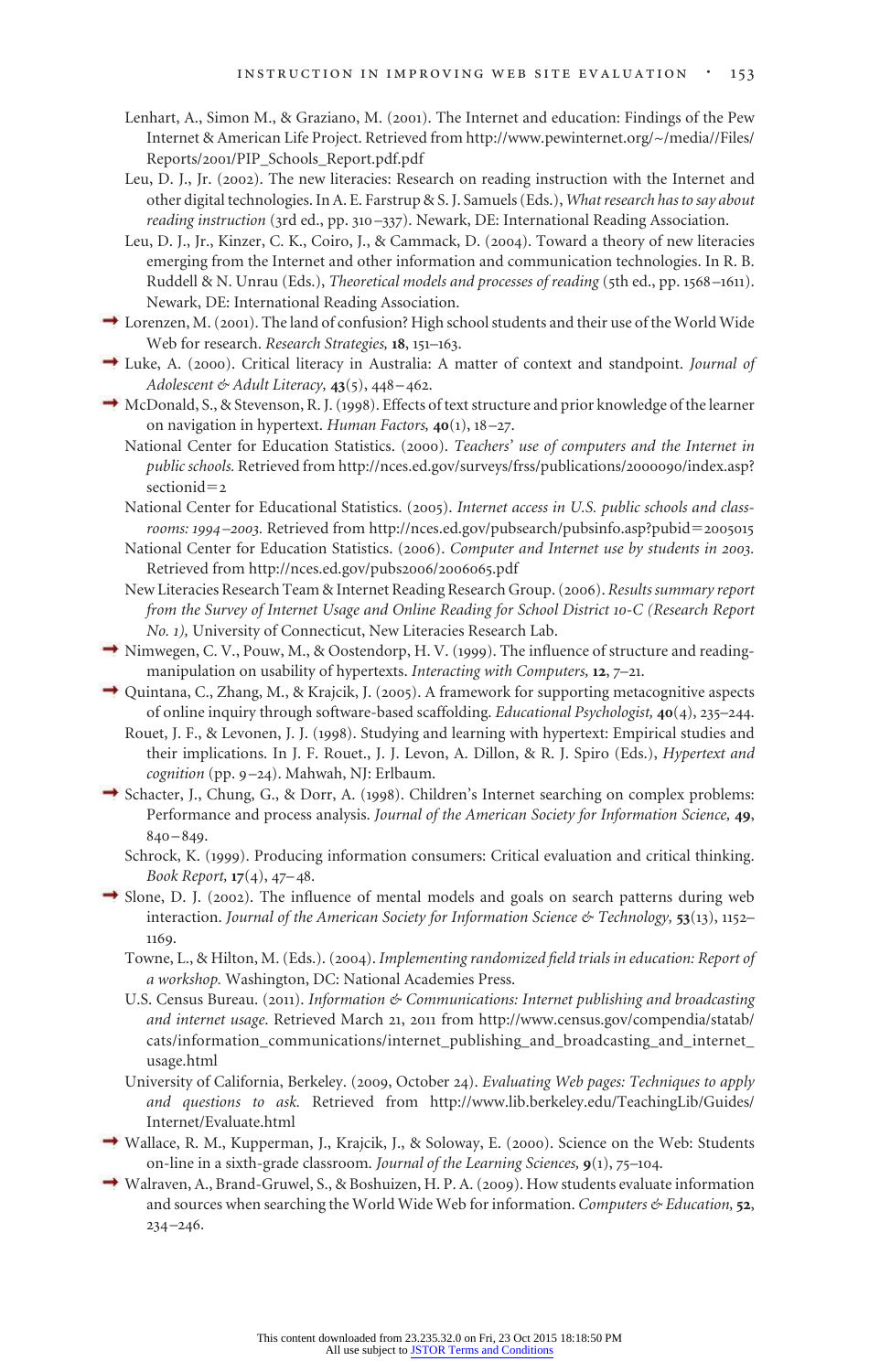Lenhart, A., Simon M., & Graziano, M. (2001). The Internet and education: Findings of the Pew Internet & American Life Project. Retrieved from http://www.pewinternet.org/~/media//Files/Reports/2001/PIP_Schools_Report.pdf.pdf

Leu, D. J., Jr. (2002). The new literacies: Research on reading instruction with the Internet and other digital technologies. In A. E. Farstrup & S. J. Samuels (Eds.), *What research has to say about reading instruction* (3rd ed., pp. 310–337). Newark, DE: International Reading Association.

Leu, D. J., Jr., Kinzer, C. K., Coiro, J., & Cammack, D. (2004). Toward a theory of new literacies emerging from the Internet and other information and communication technologies. In R. B. Ruddell & N. Unrau (Eds.), *Theoretical models and processes of reading* (5th ed., pp. 1568–1611). Newark, DE: International Reading Association.

Lorenzen, M. (2001). The land of confusion? High school students and their use of the World Wide Web for research. *Research Strategies,* **18**, 151–163.

Luke, A. (2000). Critical literacy in Australia: A matter of context and standpoint. *Journal of Adolescent & Adult Literacy,* **43**(5), 448–462.

McDonald, S., & Stevenson, R. J. (1998). Effects of text structure and prior knowledge of the learner on navigation in hypertext. *Human Factors,* **40**(1), 18–27.

National Center for Education Statistics. (2000). *Teachers' use of computers and the Internet in public schools.* Retrieved from http://nces.ed.gov/surveys/frss/publications/2000090/index.asp?sectionid=2

National Center for Educational Statistics. (2005). *Internet access in U.S. public schools and classrooms: 1994–2003.* Retrieved from http://nces.ed.gov/pubsearch/pubsinfo.asp?pubid=2005015

National Center for Education Statistics. (2006). *Computer and Internet use by students in 2003.* Retrieved from http://nces.ed.gov/pubs2006/2006065.pdf

New Literacies Research Team & Internet Reading Research Group. (2006). *Results summary report from the Survey of Internet Usage and Online Reading for School District 10-C (Research Report No. 1),* University of Connecticut, New Literacies Research Lab.

Nimwegen, C. V., Pouw, M., & Oostendorp, H. V. (1999). The influence of structure and reading-manipulation on usability of hypertexts. *Interacting with Computers,* **12**, 7–21.

Quintana, C., Zhang, M., & Krajcik, J. (2005). A framework for supporting metacognitive aspects of online inquiry through software-based scaffolding. *Educational Psychologist,* **40**(4), 235–244.

Rouet, J. F., & Levonen, J. J. (1998). Studying and learning with hypertext: Empirical studies and their implications. In J. F. Rouet., J. J. Levon, A. Dillon, & R. J. Spiro (Eds.), *Hypertext and cognition* (pp. 9–24). Mahwah, NJ: Erlbaum.

Schacter, J., Chung, G., & Dorr, A. (1998). Children's Internet searching on complex problems: Performance and process analysis. *Journal of the American Society for Information Science,* **49**, 840–849.

Schrock, K. (1999). Producing information consumers: Critical evaluation and critical thinking. *Book Report,* **17**(4), 47–48.

Slone, D. J. (2002). The influence of mental models and goals on search patterns during web interaction. *Journal of the American Society for Information Science & Technology,* **53**(13), 1152–1169.

Towne, L., & Hilton, M. (Eds.). (2004). *Implementing randomized field trials in education: Report of a workshop.* Washington, DC: National Academies Press.

U.S. Census Bureau. (2011). *Information & Communications: Internet publishing and broadcasting and internet usage.* Retrieved March 21, 2011 from http://www.census.gov/compendia/statab/cats/information_communications/internet_publishing_and_broadcasting_and_internet_usage.html

University of California, Berkeley. (2009, October 24). *Evaluating Web pages: Techniques to apply and questions to ask.* Retrieved from http://www.lib.berkeley.edu/TeachingLib/Guides/Internet/Evaluate.html

Wallace, R. M., Kupperman, J., Krajcik, J., & Soloway, E. (2000). Science on the Web: Students on-line in a sixth-grade classroom. *Journal of the Learning Sciences,* **9**(1), 75–104.

Walraven, A., Brand-Gruwel, S., & Boshuizen, H. P. A. (2009). How students evaluate information and sources when searching the World Wide Web for information. *Computers & Education,* **52**, 234–246.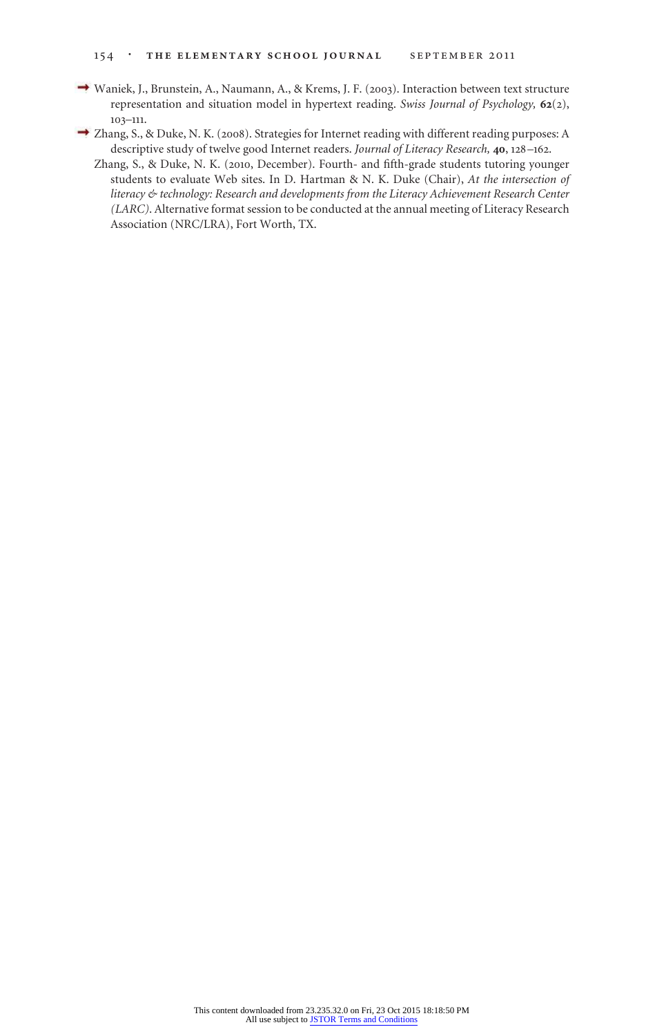Waniek, J., Brunstein, A., Naumann, A., & Krems, J. F. (2003). Interaction between text structure representation and situation model in hypertext reading. *Swiss Journal of Psychology,* **62**(2), 103–111.

Zhang, S., & Duke, N. K. (2008). Strategies for Internet reading with different reading purposes: A descriptive study of twelve good Internet readers. *Journal of Literacy Research,* **40**, 128–162.

Zhang, S., & Duke, N. K. (2010, December). Fourth- and fifth-grade students tutoring younger students to evaluate Web sites. In D. Hartman & N. K. Duke (Chair), *At the intersection of literacy & technology: Research and developments from the Literacy Achievement Research Center (LARC)*. Alternative format session to be conducted at the annual meeting of Literacy Research Association (NRC/LRA), Fort Worth, TX.